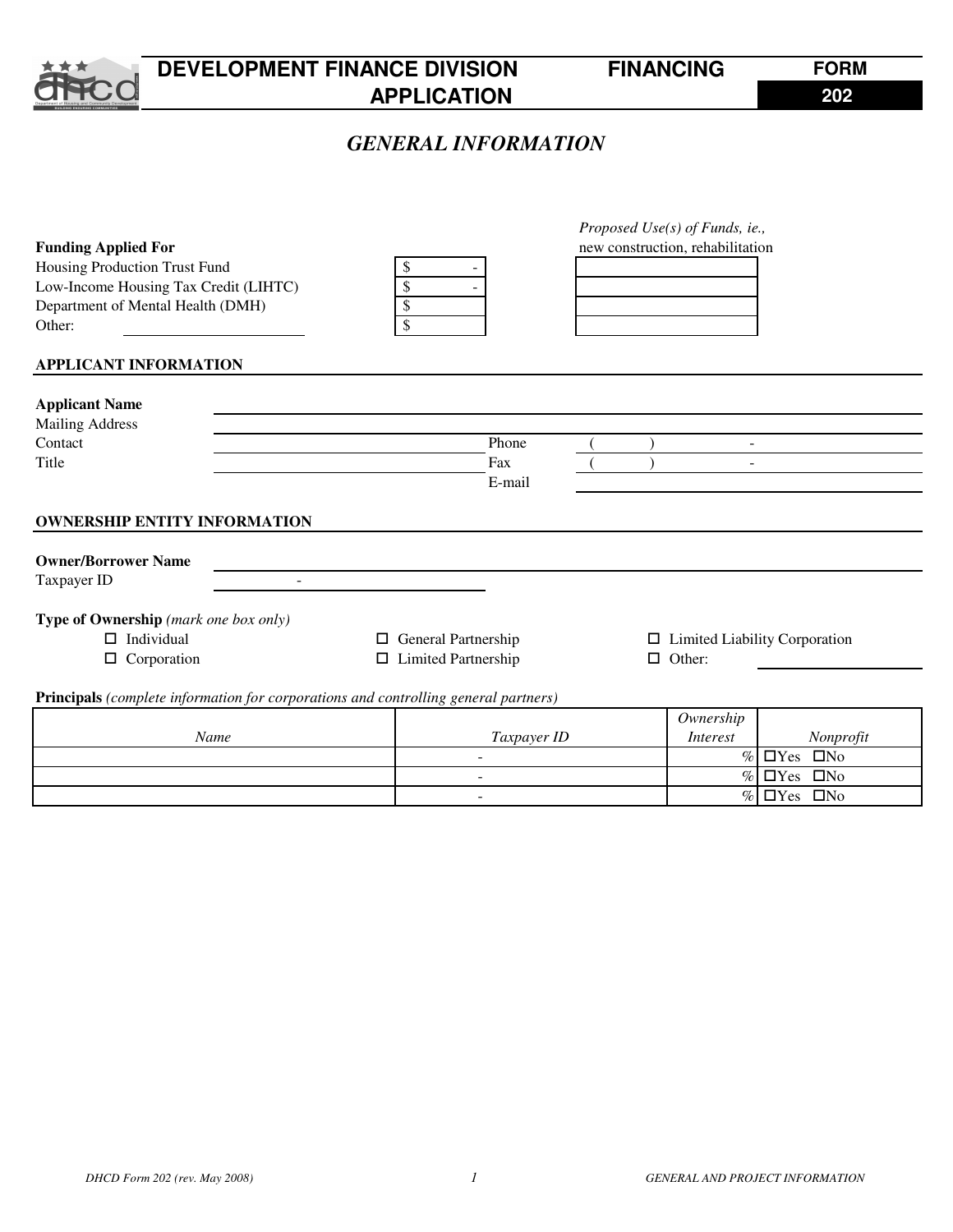# DEVELOPMENT FINANCE DIVISION APPLICATION

**FINANCING** **FORM 202**

## *GENERAL INFORMATION*

| **Funding Applied For** | | *Proposed Use(s) of Funds, ie.,* new construction, rehabilitation |
|---|---|---|
| Housing Production Trust Fund | $ - | |
| Low-Income Housing Tax Credit (LIHTC) | $ - | |
| Department of Mental Health (DMH) | $ | |
| Other: ______________________ | $ | |

### APPLICANT INFORMATION

**Applicant Name** ____________________________________________

Mailing Address ____________________________________________

Contact ______________________ Phone ( ) -

Title ______________________ Fax ( ) -

E-mail ______________________

### OWNERSHIP ENTITY INFORMATION

**Owner/Borrower Name** ____________________________________________

Taxpayer ID - 

**Type of Ownership** *(mark one box only)*

- ☐ Individual
- ☐ Corporation
- ☐ General Partnership
- ☐ Limited Partnership
- ☐ Limited Liability Corporation
- ☐ Other: ______________________

**Principals** *(complete information for corporations and controlling general partners)*

| *Name* | *Taxpayer ID* | *Ownership Interest* | *Nonprofit* |
|---|---|---|---|
| | - | % | ☐Yes ☐No |
| | - | % | ☐Yes ☐No |
| | - | % | ☐Yes ☐No |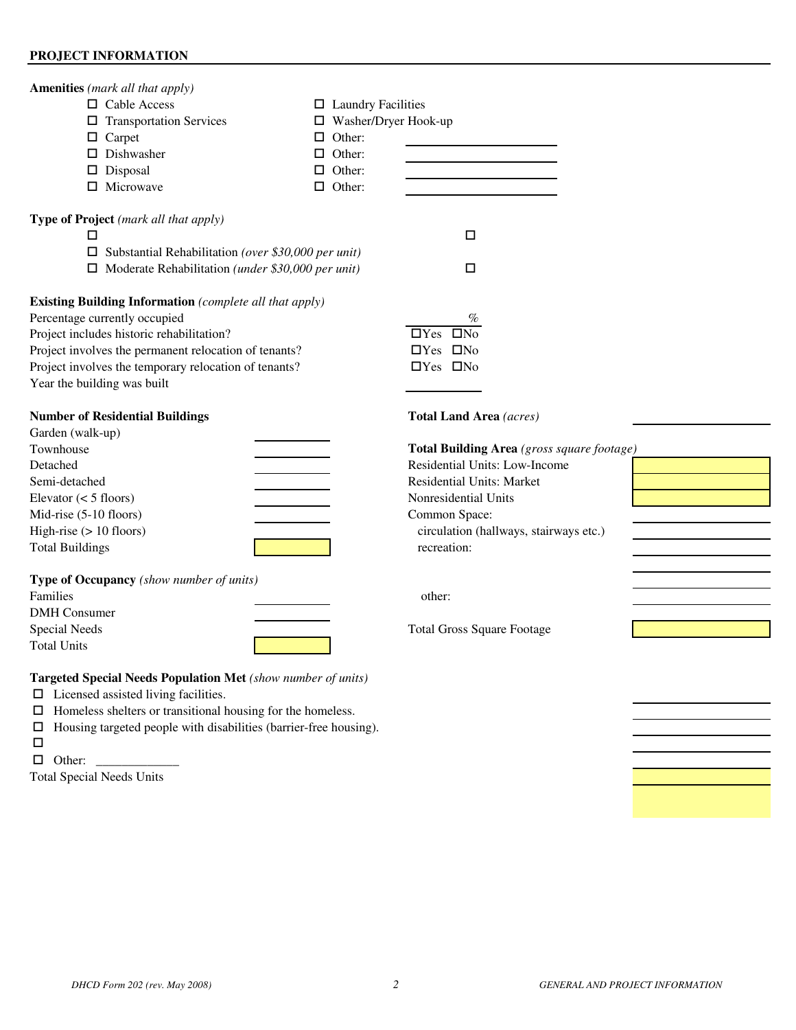## PROJECT INFORMATION

**Amenities** *(mark all that apply)*

- ☐ Cable Access
- ☐ Transportation Services
- ☐ Carpet
- ☐ Dishwasher
- ☐ Disposal
- ☐ Microwave
- ☐ Laundry Facilities
- ☐ Washer/Dryer Hook-up
- ☐ Other: ____________
- ☐ Other: ____________
- ☐ Other: ____________
- ☐ Other: ____________

**Type of Project** *(mark all that apply)*

- ☐
- ☐ Substantial Rehabilitation *(over $30,000 per unit)*
- ☐ Moderate Rehabilitation *(under $30,000 per unit)*
- ☐
- ☐

**Existing Building Information** *(complete all that apply)*

| | |
|---|---|
| Percentage currently occupied | % |
| Project includes historic rehabilitation? | ☐Yes ☐No |
| Project involves the permanent relocation of tenants? | ☐Yes ☐No |
| Project involves the temporary relocation of tenants? | ☐Yes ☐No |
| Year the building was built | |

**Number of Residential Buildings**

| | |
|---|---|
| Garden (walk-up) | |
| Townhouse | |
| Detached | |
| Semi-detached | |
| Elevator (< 5 floors) | |
| Mid-rise (5-10 floors) | |
| High-rise (> 10 floors) | |
| Total Buildings | |

**Total Land Area** *(acres)* ____________

**Total Building Area** *(gross square footage)*

| | |
|---|---|
| Residential Units: Low-Income | |
| Residential Units: Market | |
| Nonresidential Units | |
| Common Space: | |
| circulation (hallways, stairways etc.) | |
| recreation: | |
| | |
| | |
| other: | |
| Total Gross Square Footage | |

**Type of Occupancy** *(show number of units)*

| | |
|---|---|
| Families | |
| DMH Consumer | |
| Special Needs | |
| Total Units | |

**Targeted Special Needs Population Met** *(show number of units)*

| | |
|---|---|
| ☐ Licensed assisted living facilities. | |
| ☐ Homeless shelters or transitional housing for the homeless. | |
| ☐ Housing targeted people with disabilities (barrier-free housing). | |
| ☐ | |
| ☐ Other: _____________ | |
| Total Special Needs Units | |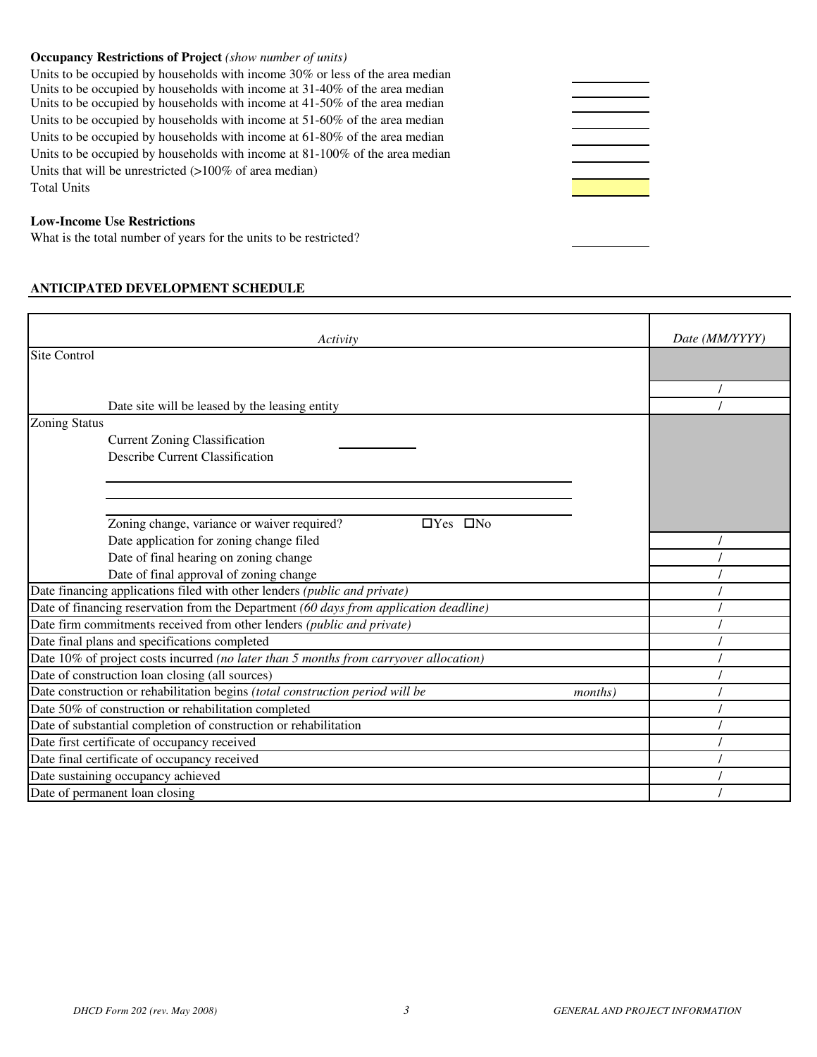**Occupancy Restrictions of Project** *(show number of units)*

| | |
|---|---|
| Units to be occupied by households with income 30% or less of the area median | |
| Units to be occupied by households with income at 31-40% of the area median | |
| Units to be occupied by households with income at 41-50% of the area median | |
| Units to be occupied by households with income at 51-60% of the area median | |
| Units to be occupied by households with income at 61-80% of the area median | |
| Units to be occupied by households with income at 81-100% of the area median | |
| Units that will be unrestricted (>100% of area median) | |
| Total Units | |

**Low-Income Use Restrictions**

What is the total number of years for the units to be restricted? \_\_\_\_\_\_\_\_\_\_

**ANTICIPATED DEVELOPMENT SCHEDULE**

| *Activity* | *Date (MM/YYYY)* |
|---|---|
| Site Control | |
| | / |
| Date site will be leased by the leasing entity | / |
| Zoning Status | |
| Current Zoning Classification \_\_\_\_\_\_\_\_\_\_ | |
| Describe Current Classification | |
| Zoning change, variance or waiver required? ☐Yes ☐No | |
| Date application for zoning change filed | / |
| Date of final hearing on zoning change | / |
| Date of final approval of zoning change | / |
| Date financing applications filed with other lenders *(public and private)* | / |
| Date of financing reservation from the Department *(60 days from application deadline)* | / |
| Date firm commitments received from other lenders *(public and private)* | / |
| Date final plans and specifications completed | / |
| Date 10% of project costs incurred *(no later than 5 months from carryover allocation)* | / |
| Date of construction loan closing (all sources) | / |
| Date construction or rehabilitation begins *(total construction period will be months)* | / |
| Date 50% of construction or rehabilitation completed | / |
| Date of substantial completion of construction or rehabilitation | / |
| Date first certificate of occupancy received | / |
| Date final certificate of occupancy received | / |
| Date sustaining occupancy achieved | / |
| Date of permanent loan closing | / |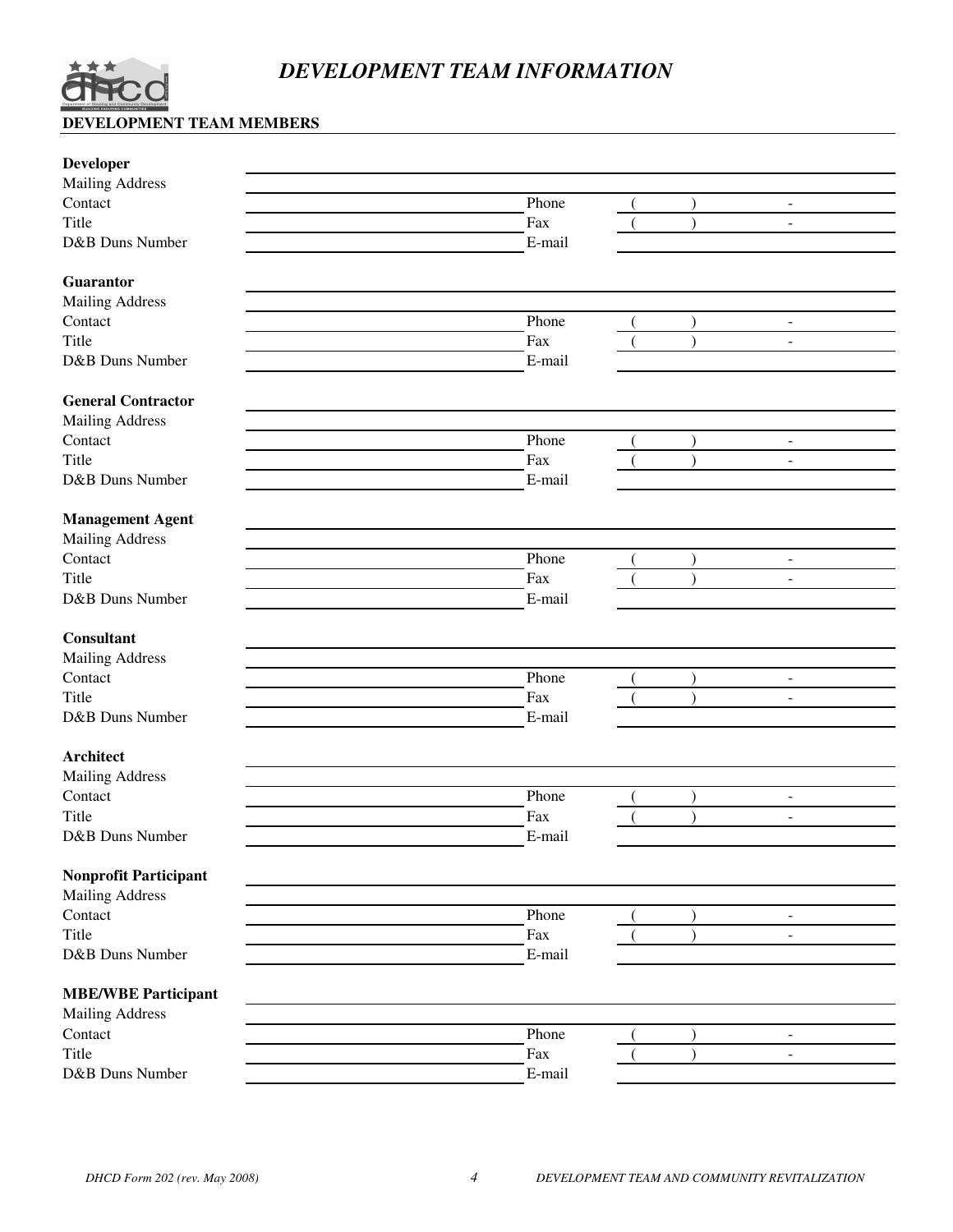# DEVELOPMENT TEAM INFORMATION

**DEVELOPMENT TEAM MEMBERS**

**Developer**
Mailing Address \_\_\_\_\_\_\_\_\_\_\_\_\_\_\_\_\_\_\_\_
Contact \_\_\_\_\_\_\_\_\_\_ Phone ( ) -
Title \_\_\_\_\_\_\_\_\_\_ Fax ( ) -
D&B Duns Number \_\_\_\_\_\_\_\_\_\_ E-mail \_\_\_\_\_\_\_\_\_\_

**Guarantor**
Mailing Address \_\_\_\_\_\_\_\_\_\_\_\_\_\_\_\_\_\_\_\_
Contact \_\_\_\_\_\_\_\_\_\_ Phone ( ) -
Title \_\_\_\_\_\_\_\_\_\_ Fax ( ) -
D&B Duns Number \_\_\_\_\_\_\_\_\_\_ E-mail \_\_\_\_\_\_\_\_\_\_

**General Contractor**
Mailing Address \_\_\_\_\_\_\_\_\_\_\_\_\_\_\_\_\_\_\_\_
Contact \_\_\_\_\_\_\_\_\_\_ Phone ( ) -
Title \_\_\_\_\_\_\_\_\_\_ Fax ( ) -
D&B Duns Number \_\_\_\_\_\_\_\_\_\_ E-mail \_\_\_\_\_\_\_\_\_\_

**Management Agent**
Mailing Address \_\_\_\_\_\_\_\_\_\_\_\_\_\_\_\_\_\_\_\_
Contact \_\_\_\_\_\_\_\_\_\_ Phone ( ) -
Title \_\_\_\_\_\_\_\_\_\_ Fax ( ) -
D&B Duns Number \_\_\_\_\_\_\_\_\_\_ E-mail \_\_\_\_\_\_\_\_\_\_

**Consultant**
Mailing Address \_\_\_\_\_\_\_\_\_\_\_\_\_\_\_\_\_\_\_\_
Contact \_\_\_\_\_\_\_\_\_\_ Phone ( ) -
Title \_\_\_\_\_\_\_\_\_\_ Fax ( ) -
D&B Duns Number \_\_\_\_\_\_\_\_\_\_ E-mail \_\_\_\_\_\_\_\_\_\_

**Architect**
Mailing Address \_\_\_\_\_\_\_\_\_\_\_\_\_\_\_\_\_\_\_\_
Contact \_\_\_\_\_\_\_\_\_\_ Phone ( ) -
Title \_\_\_\_\_\_\_\_\_\_ Fax ( ) -
D&B Duns Number \_\_\_\_\_\_\_\_\_\_ E-mail \_\_\_\_\_\_\_\_\_\_

**Nonprofit Participant**
Mailing Address \_\_\_\_\_\_\_\_\_\_\_\_\_\_\_\_\_\_\_\_
Contact \_\_\_\_\_\_\_\_\_\_ Phone ( ) -
Title \_\_\_\_\_\_\_\_\_\_ Fax ( ) -
D&B Duns Number \_\_\_\_\_\_\_\_\_\_ E-mail \_\_\_\_\_\_\_\_\_\_

**MBE/WBE Participant**
Mailing Address \_\_\_\_\_\_\_\_\_\_\_\_\_\_\_\_\_\_\_\_
Contact \_\_\_\_\_\_\_\_\_\_ Phone ( ) -
Title \_\_\_\_\_\_\_\_\_\_ Fax ( ) -
D&B Duns Number \_\_\_\_\_\_\_\_\_\_ E-mail \_\_\_\_\_\_\_\_\_\_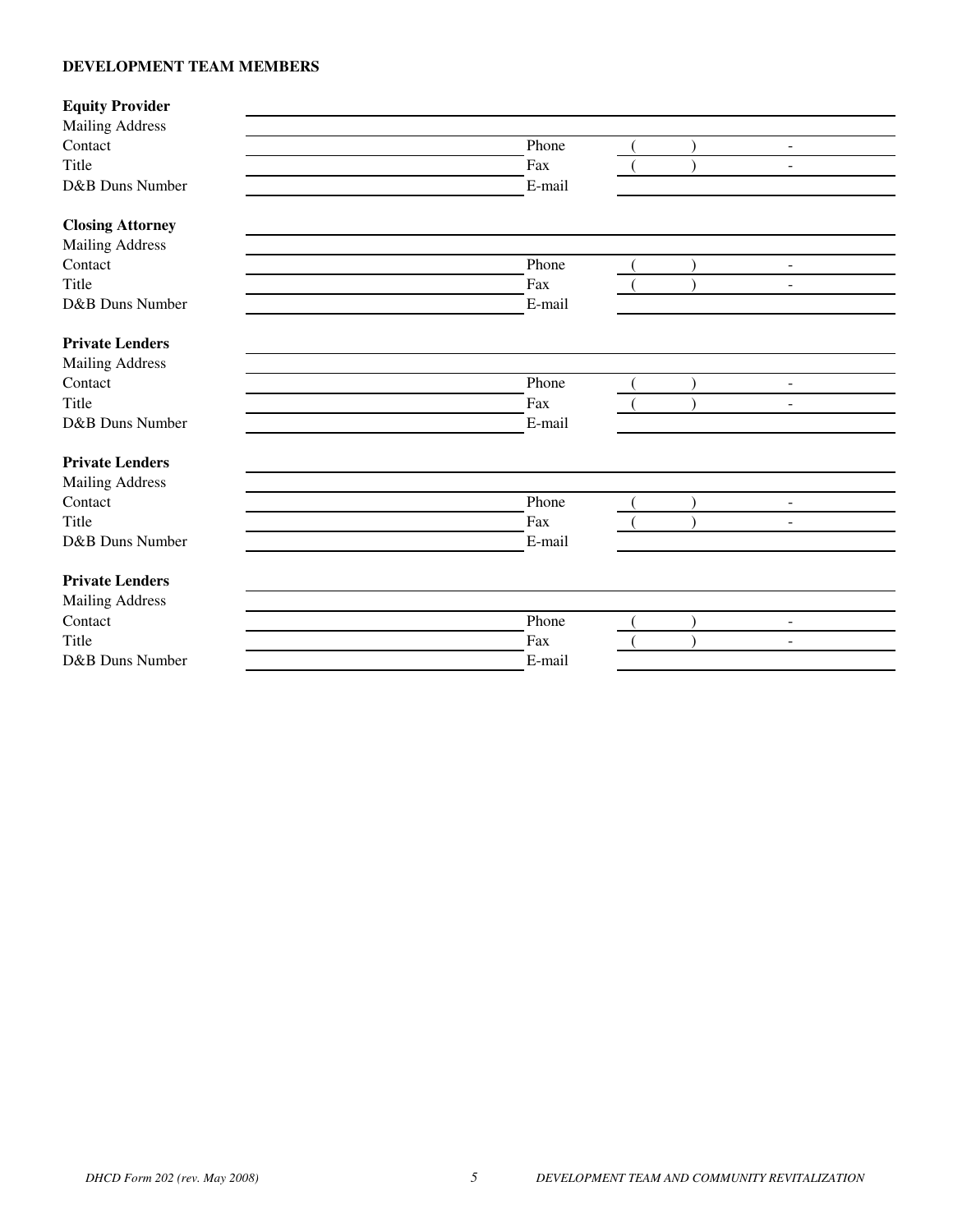**DEVELOPMENT TEAM MEMBERS**

| **Equity Provider** | | | |
|---|---|---|---|
| Mailing Address | | | |
| Contact | | Phone | (     )     - |
| Title | | Fax | (     )     - |
| D&B Duns Number | | E-mail | |

| **Closing Attorney** | | | |
|---|---|---|---|
| Mailing Address | | | |
| Contact | | Phone | (     )     - |
| Title | | Fax | (     )     - |
| D&B Duns Number | | E-mail | |

| **Private Lenders** | | | |
|---|---|---|---|
| Mailing Address | | | |
| Contact | | Phone | (     )     - |
| Title | | Fax | (     )     - |
| D&B Duns Number | | E-mail | |

| **Private Lenders** | | | |
|---|---|---|---|
| Mailing Address | | | |
| Contact | | Phone | (     )     - |
| Title | | Fax | (     )     - |
| D&B Duns Number | | E-mail | |

| **Private Lenders** | | | |
|---|---|---|---|
| Mailing Address | | | |
| Contact | | Phone | (     )     - |
| Title | | Fax | (     )     - |
| D&B Duns Number | | E-mail | |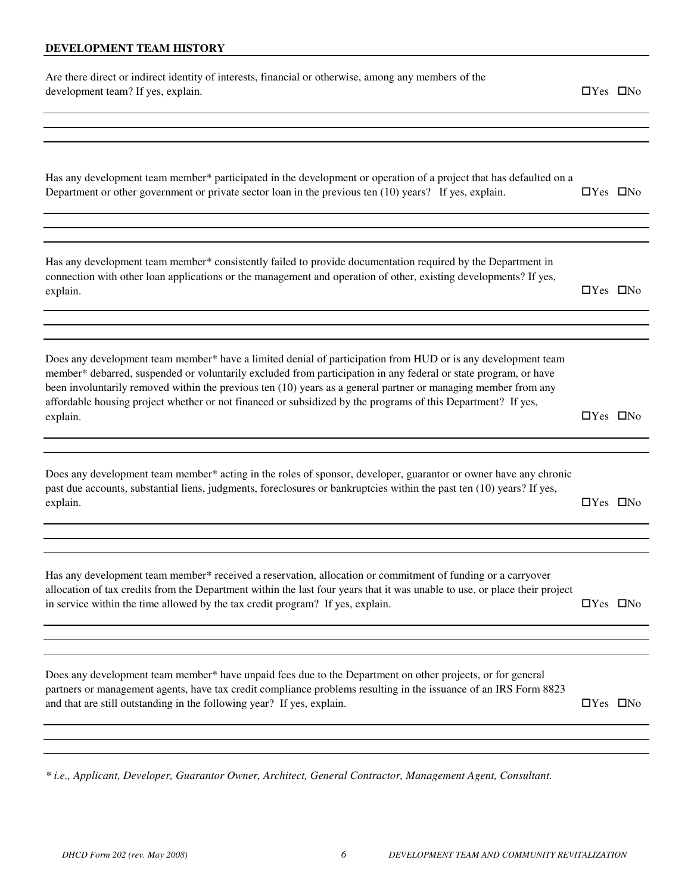**DEVELOPMENT TEAM HISTORY**

Are there direct or indirect identity of interests, financial or otherwise, among any members of the development team? If yes, explain. ☐Yes ☐No

Has any development team member* participated in the development or operation of a project that has defaulted on a Department or other government or private sector loan in the previous ten (10) years? If yes, explain. ☐Yes ☐No

Has any development team member* consistently failed to provide documentation required by the Department in connection with other loan applications or the management and operation of other, existing developments? If yes, explain. ☐Yes ☐No

Does any development team member* have a limited denial of participation from HUD or is any development team member* debarred, suspended or voluntarily excluded from participation in any federal or state program, or have been involuntarily removed within the previous ten (10) years as a general partner or managing member from any affordable housing project whether or not financed or subsidized by the programs of this Department? If yes, explain. ☐Yes ☐No

Does any development team member* acting in the roles of sponsor, developer, guarantor or owner have any chronic past due accounts, substantial liens, judgments, foreclosures or bankruptcies within the past ten (10) years? If yes, explain. ☐Yes ☐No

Has any development team member* received a reservation, allocation or commitment of funding or a carryover allocation of tax credits from the Department within the last four years that it was unable to use, or place their project in service within the time allowed by the tax credit program? If yes, explain. ☐Yes ☐No

Does any development team member* have unpaid fees due to the Department on other projects, or for general partners or management agents, have tax credit compliance problems resulting in the issuance of an IRS Form 8823 and that are still outstanding in the following year? If yes, explain. ☐Yes ☐No

*\* i.e., Applicant, Developer, Guarantor Owner, Architect, General Contractor, Management Agent, Consultant.*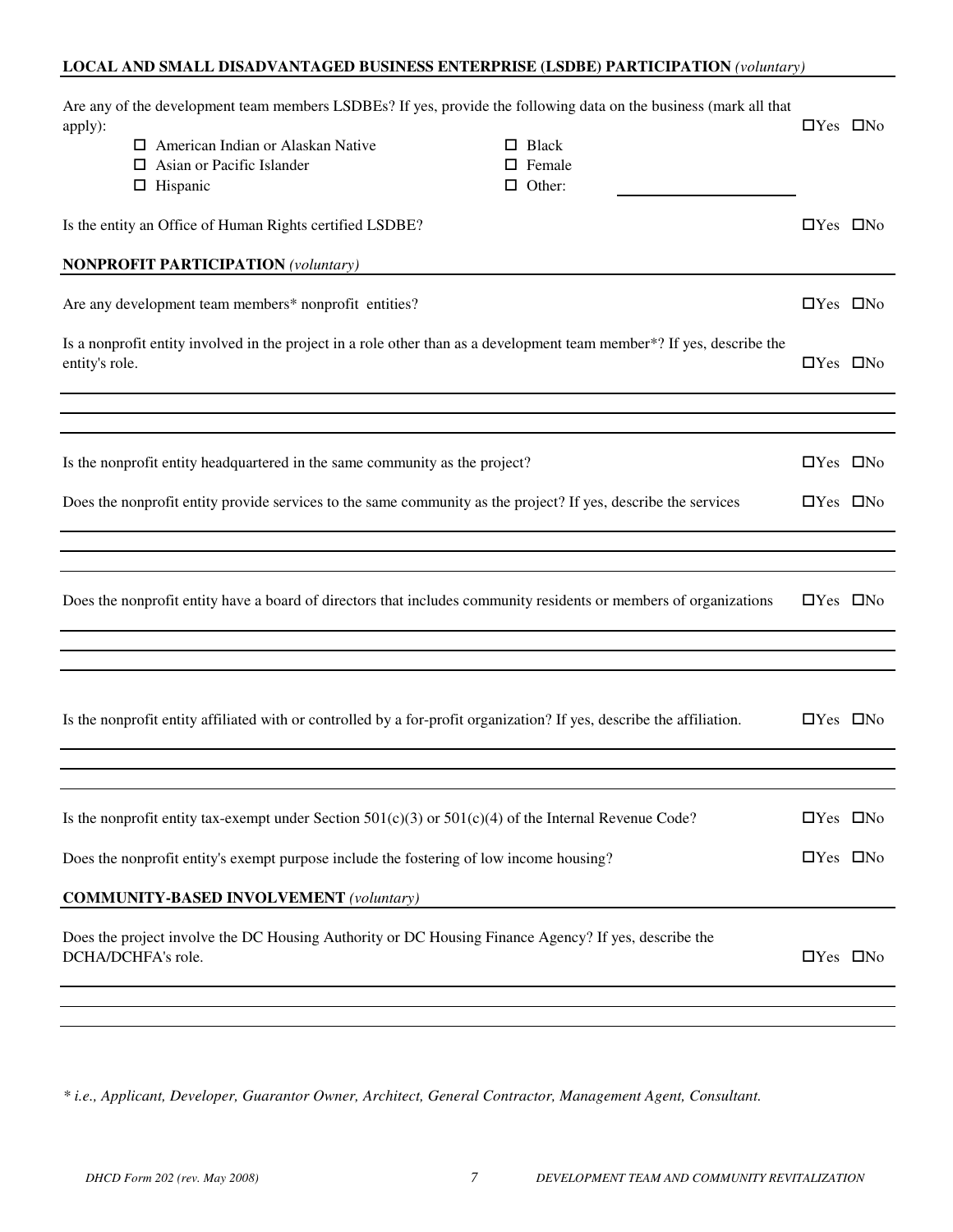**LOCAL AND SMALL DISADVANTAGED BUSINESS ENTERPRISE (LSDBE) PARTICIPATION** *(voluntary)*

Are any of the development team members LSDBEs? If yes, provide the following data on the business (mark all that apply): ☐Yes ☐No

- ☐ American Indian or Alaskan Native
- ☐ Asian or Pacific Islander
- ☐ Hispanic
- ☐ Black
- ☐ Female
- ☐ Other: ____________________

Is the entity an Office of Human Rights certified LSDBE? ☐Yes ☐No

**NONPROFIT PARTICIPATION** *(voluntary)*

Are any development team members* nonprofit entities? ☐Yes ☐No

Is a nonprofit entity involved in the project in a role other than as a development team member*? If yes, describe the entity's role. ☐Yes ☐No

______________________________________________________________________________

______________________________________________________________________________

Is the nonprofit entity headquartered in the same community as the project? ☐Yes ☐No

Does the nonprofit entity provide services to the same community as the project? If yes, describe the services ☐Yes ☐No

______________________________________________________________________________

______________________________________________________________________________

Does the nonprofit entity have a board of directors that includes community residents or members of organizations ☐Yes ☐No

______________________________________________________________________________

______________________________________________________________________________

______________________________________________________________________________

Is the nonprofit entity affiliated with or controlled by a for-profit organization? If yes, describe the affiliation. ☐Yes ☐No

______________________________________________________________________________

______________________________________________________________________________

______________________________________________________________________________

Is the nonprofit entity tax-exempt under Section 501(c)(3) or 501(c)(4) of the Internal Revenue Code? ☐Yes ☐No

Does the nonprofit entity's exempt purpose include the fostering of low income housing? ☐Yes ☐No

**COMMUNITY-BASED INVOLVEMENT** *(voluntary)*

Does the project involve the DC Housing Authority or DC Housing Finance Agency? If yes, describe the DCHA/DCHFA's role. ☐Yes ☐No

______________________________________________________________________________

______________________________________________________________________________

______________________________________________________________________________

*\* i.e., Applicant, Developer, Guarantor Owner, Architect, General Contractor, Management Agent, Consultant.*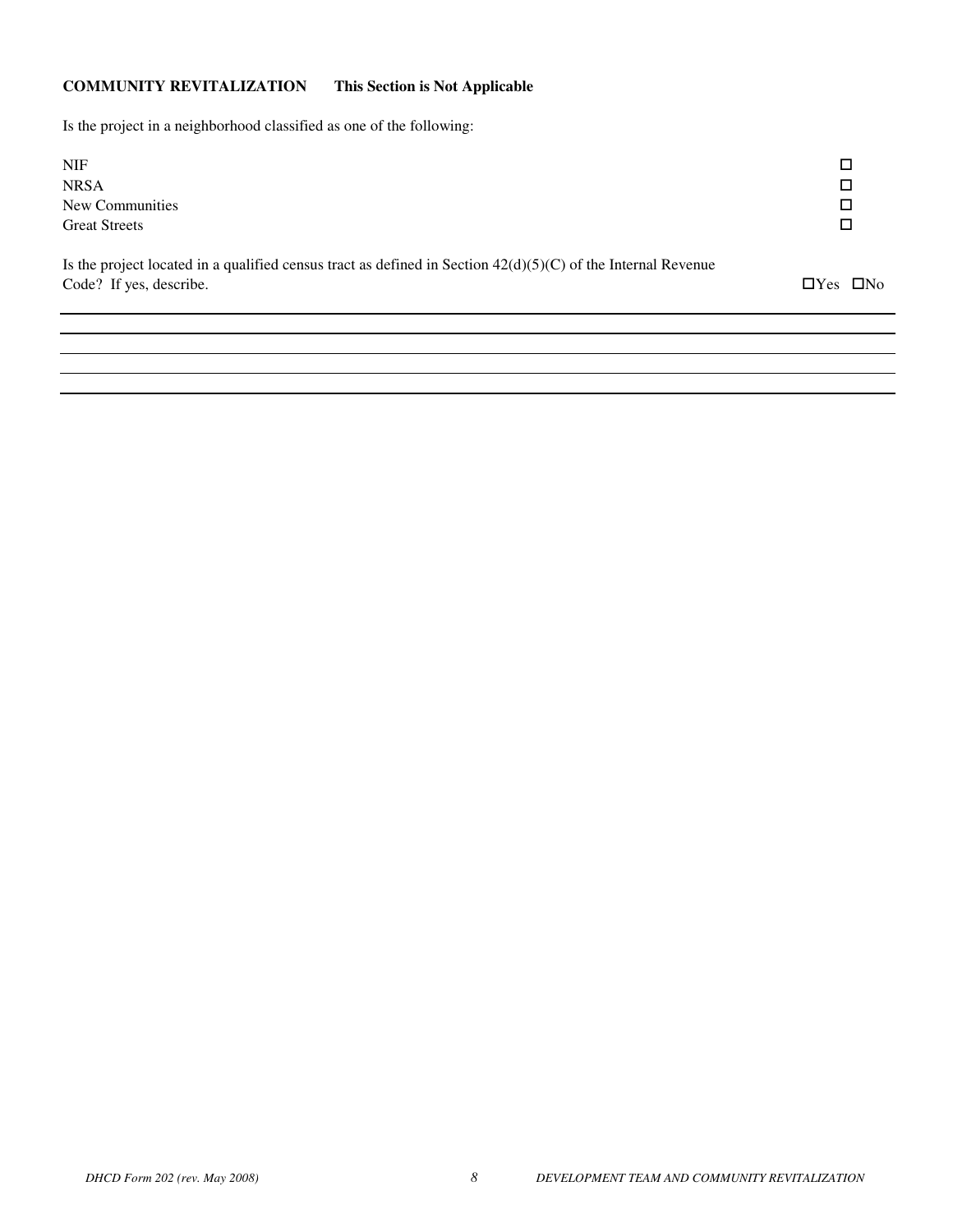**COMMUNITY REVITALIZATION** **This Section is Not Applicable**

Is the project in a neighborhood classified as one of the following:

NIF ☐
NRSA ☐
New Communities ☐
Great Streets ☐

Is the project located in a qualified census tract as defined in Section 42(d)(5)(C) of the Internal Revenue Code? If yes, describe. ☐Yes ☐No

___

___

___

___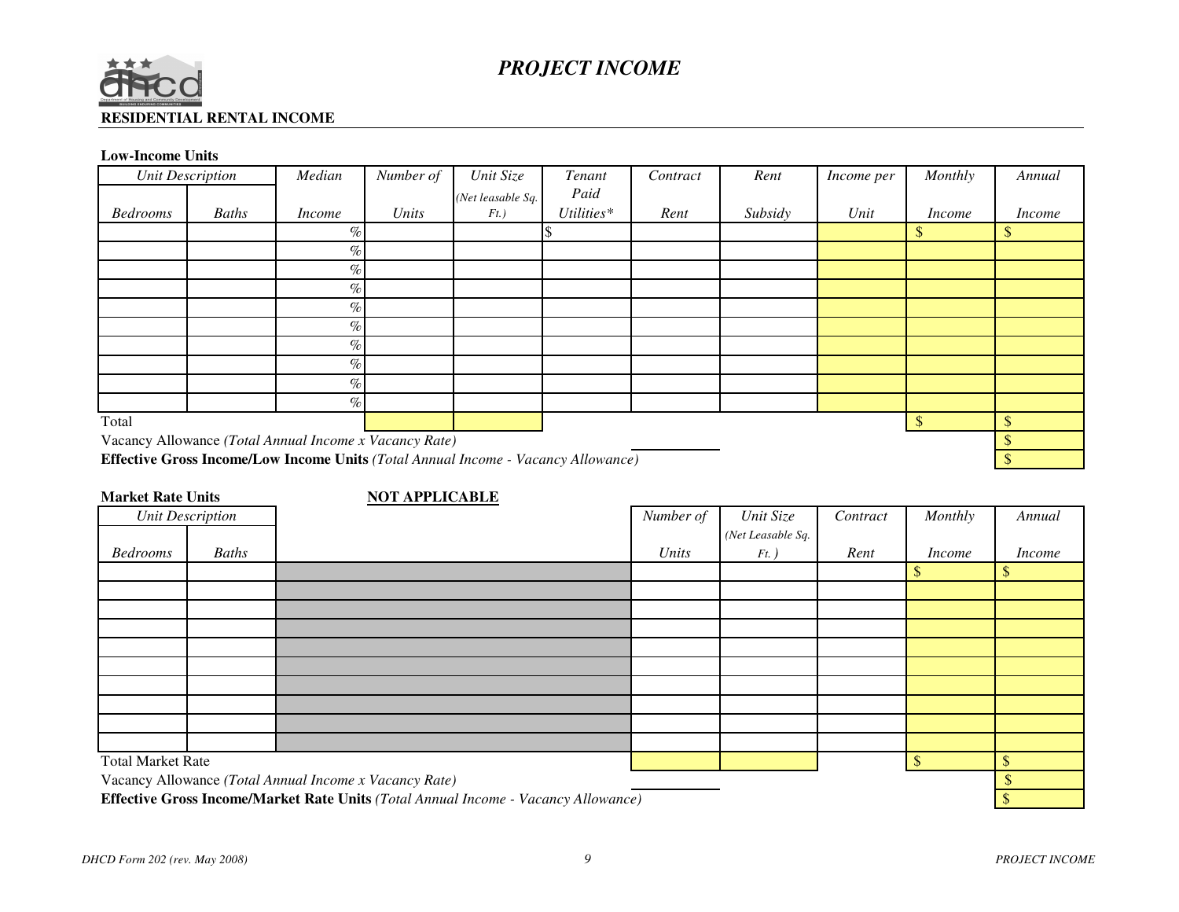# PROJECT INCOME

**RESIDENTIAL RENTAL INCOME**

**Low-Income Units**

| *Unit Description* | | *Median* | *Number of* | *Unit Size* | *Tenant Paid* | *Contract* | *Rent* | *Income per* | *Monthly* | *Annual* |
|---|---|---|---|---|---|---|---|---|---|---|
| *Bedrooms* | *Baths* | *Income* | *Units* | *(Net leasable Sq. Ft.)* | *Utilities\** | *Rent* | *Subsidy* | *Unit* | *Income* | *Income* |
| | | % | | | $ | | | | $ | $ |
| | | % | | | | | | | | |
| | | % | | | | | | | | |
| | | % | | | | | | | | |
| | | % | | | | | | | | |
| | | % | | | | | | | | |
| | | % | | | | | | | | |
| | | % | | | | | | | | |
| | | % | | | | | | | | |
| | | % | | | | | | | | |
| Total | | | | | | | | | $ | $ |

Vacancy Allowance *(Total Annual Income x Vacancy Rate)* $

**Effective Gross Income/Low Income Units** *(Total Annual Income - Vacancy Allowance)* $

**Market Rate Units** **NOT APPLICABLE**

| *Unit Description* | | | *Number of* | *Unit Size* | *Contract* | *Monthly* | *Annual* |
|---|---|---|---|---|---|---|---|
| *Bedrooms* | *Baths* | | *Units* | *(Net Leasable Sq. Ft.)* | *Rent* | *Income* | *Income* |
| | | | | | | $ | $ |
| | | | | | | | |
| | | | | | | | |
| | | | | | | | |
| | | | | | | | |
| | | | | | | | |
| | | | | | | | |
| | | | | | | | |
| | | | | | | | |
| | | | | | | | |
| Total Market Rate | | | | | | $ | $ |

Vacancy Allowance *(Total Annual Income x Vacancy Rate)* $

**Effective Gross Income/Market Rate Units** *(Total Annual Income - Vacancy Allowance)* $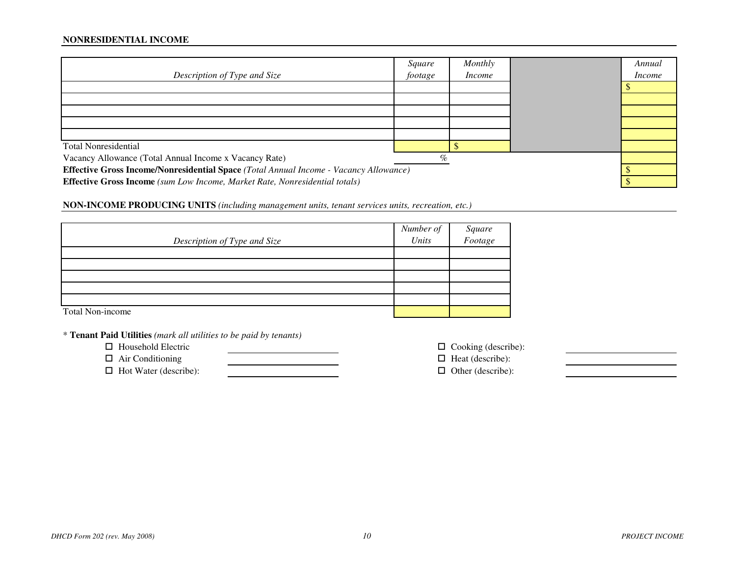**NONRESIDENTIAL INCOME**

| *Description of Type and Size* | *Square footage* | *Monthly Income* | | *Annual Income* |
|---|---|---|---|---|
| | | | | $ |
| | | | | |
| | | | | |
| | | | | |
| | | | | |
| Total Nonresidential | | $ | | |
| Vacancy Allowance (Total Annual Income x Vacancy Rate) | % | | | |
| **Effective Gross Income/Nonresidential Space** *(Total Annual Income - Vacancy Allowance)* | | | | $ |
| **Effective Gross Income** *(sum Low Income, Market Rate, Nonresidential totals)* | | | | $ |

**NON-INCOME PRODUCING UNITS** *(including management units, tenant services units, recreation, etc.)*

| *Description of Type and Size* | *Number of Units* | *Square Footage* |
|---|---|---|
| | | |
| | | |
| | | |
| | | |
| | | |
| Total Non-income | | |

\* **Tenant Paid Utilities** *(mark all utilities to be paid by tenants)*

- ☐ Household Electric ____________
- ☐ Air Conditioning ____________
- ☐ Hot Water (describe): ____________
- ☐ Cooking (describe): ____________
- ☐ Heat (describe): ____________
- ☐ Other (describe): ____________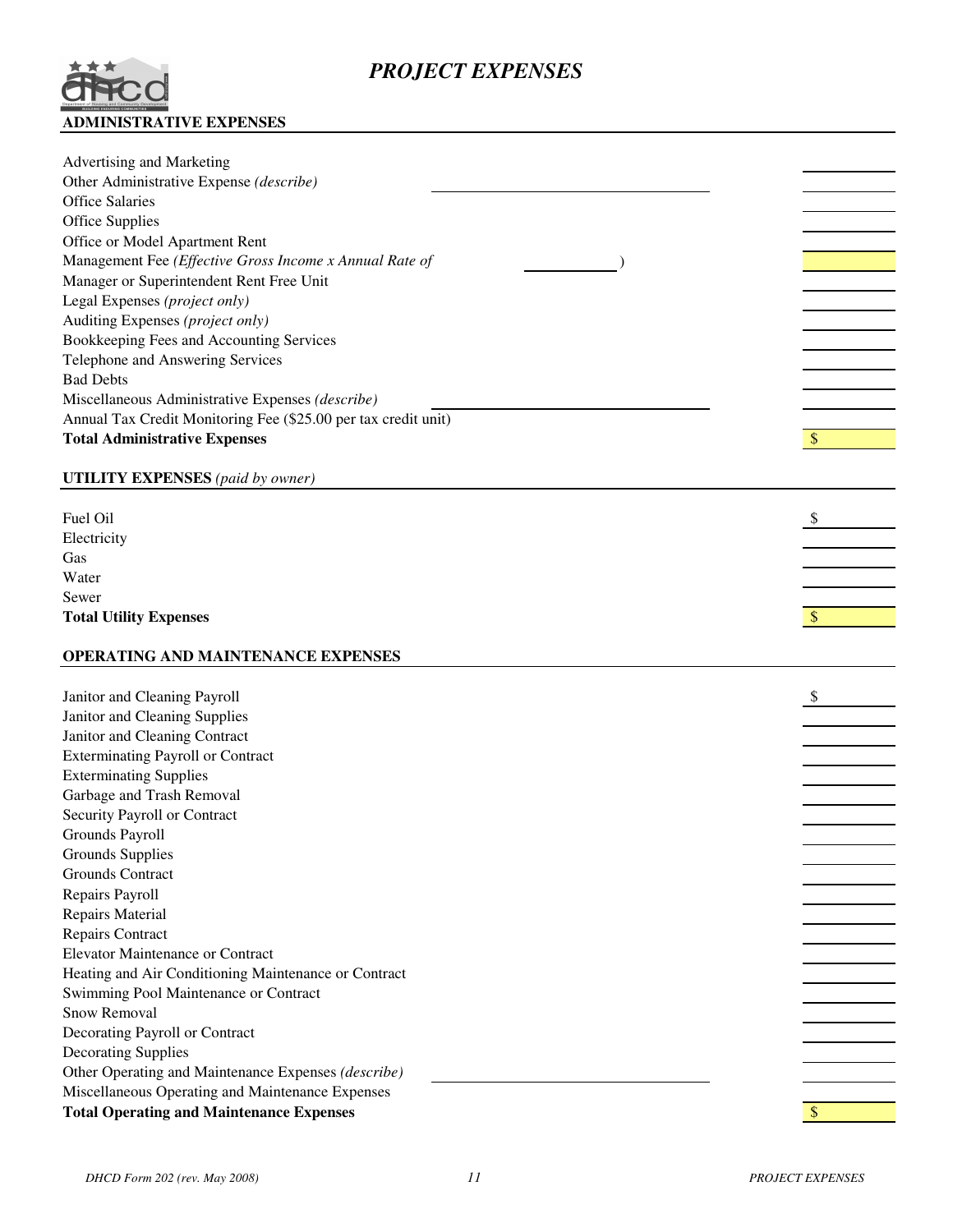# *PROJECT EXPENSES*

## ADMINISTRATIVE EXPENSES

| | |
|---|---|
| Advertising and Marketing | |
| Other Administrative Expense *(describe)* ______________________ | |
| Office Salaries | |
| Office Supplies | |
| Office or Model Apartment Rent | |
| Management Fee *(Effective Gross Income x Annual Rate of* __________ ) | |
| Manager or Superintendent Rent Free Unit | |
| Legal Expenses *(project only)* | |
| Auditing Expenses *(project only)* | |
| Bookkeeping Fees and Accounting Services | |
| Telephone and Answering Services | |
| Bad Debts | |
| Miscellaneous Administrative Expenses *(describe)* ______________________ | |
| Annual Tax Credit Monitoring Fee ($25.00 per tax credit unit) | |
| **Total Administrative Expenses** | $ |

## UTILITY EXPENSES *(paid by owner)*

| | |
|---|---|
| Fuel Oil | $ |
| Electricity | |
| Gas | |
| Water | |
| Sewer | |
| **Total Utility Expenses** | $ |

## OPERATING AND MAINTENANCE EXPENSES

| | |
|---|---|
| Janitor and Cleaning Payroll | $ |
| Janitor and Cleaning Supplies | |
| Janitor and Cleaning Contract | |
| Exterminating Payroll or Contract | |
| Exterminating Supplies | |
| Garbage and Trash Removal | |
| Security Payroll or Contract | |
| Grounds Payroll | |
| Grounds Supplies | |
| Grounds Contract | |
| Repairs Payroll | |
| Repairs Material | |
| Repairs Contract | |
| Elevator Maintenance or Contract | |
| Heating and Air Conditioning Maintenance or Contract | |
| Swimming Pool Maintenance or Contract | |
| Snow Removal | |
| Decorating Payroll or Contract | |
| Decorating Supplies | |
| Other Operating and Maintenance Expenses *(describe)* ______________________ | |
| Miscellaneous Operating and Maintenance Expenses | |
| **Total Operating and Maintenance Expenses** | $ |

*DHCD Form 202 (rev. May 2008)*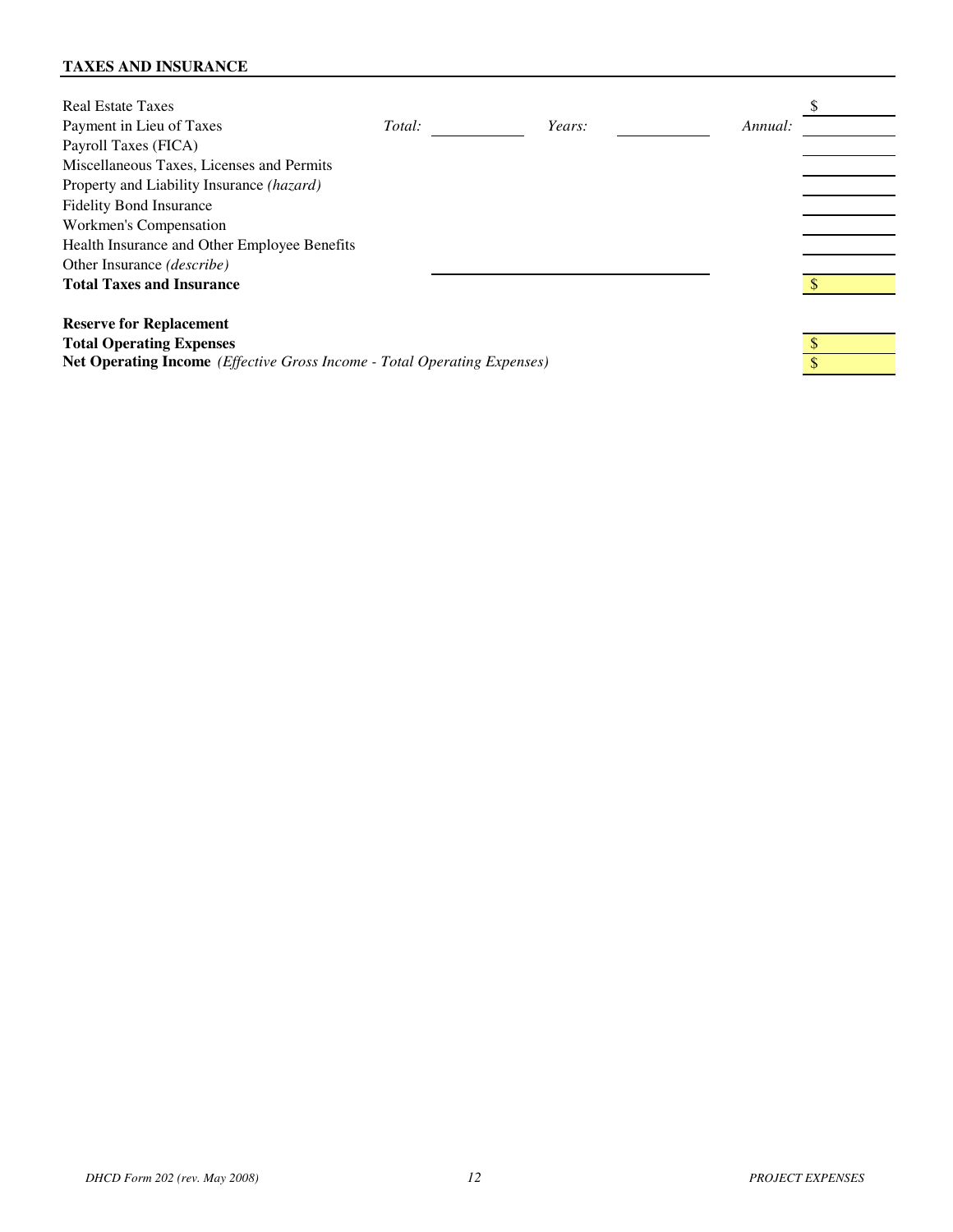**TAXES AND INSURANCE**

| Item | | | | | | Amount |
|---|---|---|---|---|---|---|
| Real Estate Taxes | | | | | | $ |
| Payment in Lieu of Taxes | *Total:* | | *Years:* | | *Annual:* | |
| Payroll Taxes (FICA) | | | | | | |
| Miscellaneous Taxes, Licenses and Permits | | | | | | |
| Property and Liability Insurance *(hazard)* | | | | | | |
| Fidelity Bond Insurance | | | | | | |
| Workmen's Compensation | | | | | | |
| Health Insurance and Other Employee Benefits | | | | | | |
| Other Insurance *(describe)* | | | | | | |
| **Total Taxes and Insurance** | | | | | | $ |

| Item | Amount |
|---|---|
| **Reserve for Replacement** | |
| **Total Operating Expenses** | $ |
| **Net Operating Income** *(Effective Gross Income - Total Operating Expenses)* | $ |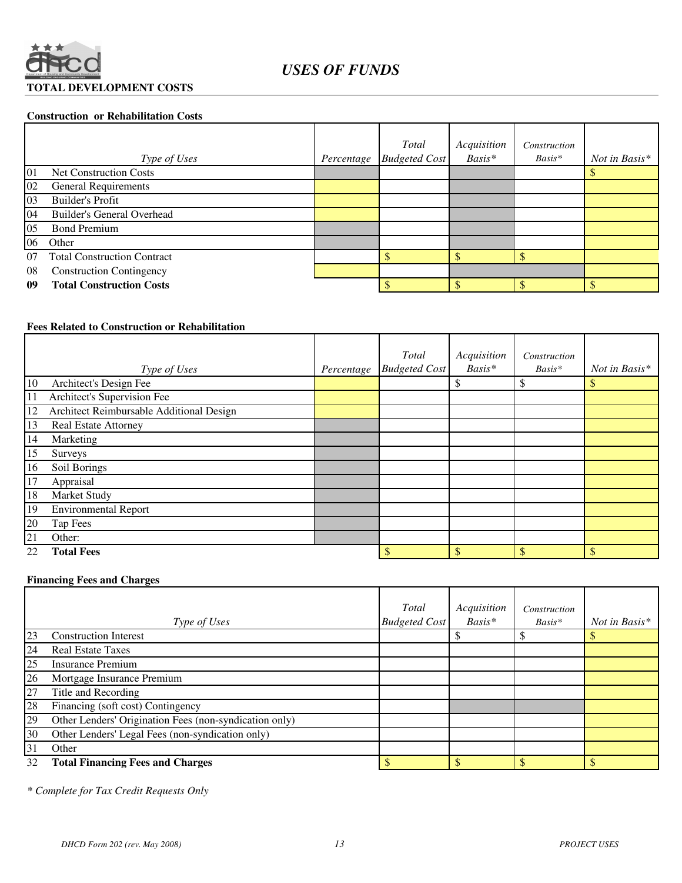# USES OF FUNDS

**TOTAL DEVELOPMENT COSTS**

**Construction or Rehabilitation Costs**

| | Type of Uses | Percentage | Total Budgeted Cost | Acquisition Basis* | Construction Basis* | Not in Basis* |
|---|---|---|---|---|---|---|
| 01 | Net Construction Costs | | | | | $ |
| 02 | General Requirements | | | | | |
| 03 | Builder's Profit | | | | | |
| 04 | Builder's General Overhead | | | | | |
| 05 | Bond Premium | | | | | |
| 06 | Other | | | | | |
| 07 | Total Construction Contract | | $ | $ | $ | |
| 08 | Construction Contingency | | | | | |
| **09** | **Total Construction Costs** | | $ | $ | $ | $ |

**Fees Related to Construction or Rehabilitation**

| | Type of Uses | Percentage | Total Budgeted Cost | Acquisition Basis* | Construction Basis* | Not in Basis* |
|---|---|---|---|---|---|---|
| 10 | Architect's Design Fee | | | $ | $ | $ |
| 11 | Architect's Supervision Fee | | | | | |
| 12 | Architect Reimbursable Additional Design | | | | | |
| 13 | Real Estate Attorney | | | | | |
| 14 | Marketing | | | | | |
| 15 | Surveys | | | | | |
| 16 | Soil Borings | | | | | |
| 17 | Appraisal | | | | | |
| 18 | Market Study | | | | | |
| 19 | Environmental Report | | | | | |
| 20 | Tap Fees | | | | | |
| 21 | Other: | | | | | |
| 22 | **Total Fees** | | $ | $ | $ | $ |

**Financing Fees and Charges**

| | Type of Uses | Total Budgeted Cost | Acquisition Basis* | Construction Basis* | Not in Basis* |
|---|---|---|---|---|---|
| 23 | Construction Interest | | $ | $ | $ |
| 24 | Real Estate Taxes | | | | |
| 25 | Insurance Premium | | | | |
| 26 | Mortgage Insurance Premium | | | | |
| 27 | Title and Recording | | | | |
| 28 | Financing (soft cost) Contingency | | | | |
| 29 | Other Lenders' Origination Fees (non-syndication only) | | | | |
| 30 | Other Lenders' Legal Fees (non-syndication only) | | | | |
| 31 | Other | | | | |
| 32 | **Total Financing Fees and Charges** | $ | $ | $ | $ |

*\* Complete for Tax Credit Requests Only*

*DHCD Form 202 (rev. May 2008)* *PROJECT USES*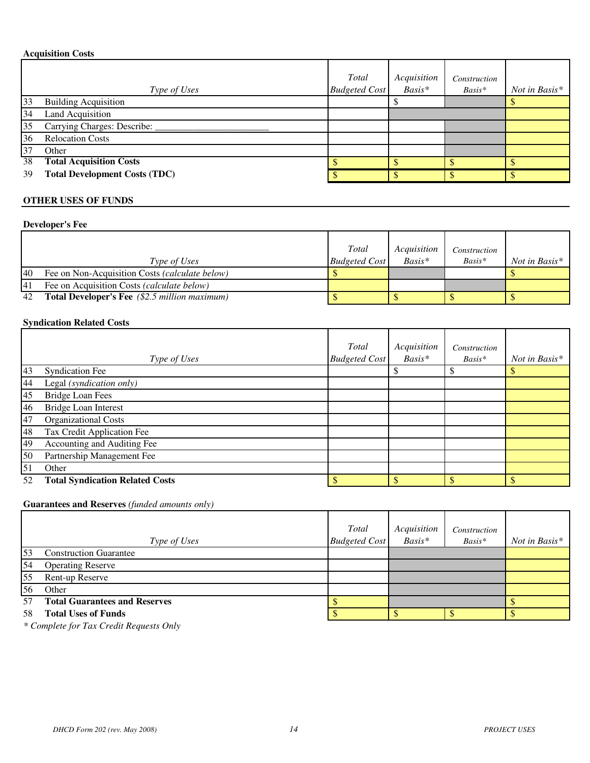**Acquisition Costs**

| | Type of Uses | Total Budgeted Cost | Acquisition Basis* | Construction Basis* | Not in Basis* |
|---|---|---|---|---|---|
| 33 | Building Acquisition | | $ | | $ |
| 34 | Land Acquisition | | | | |
| 35 | Carrying Charges: Describe: ________________________ | | | | |
| 36 | Relocation Costs | | | | |
| 37 | Other | | | | |
| 38 | **Total Acquisition Costs** | $ | $ | $ | $ |
| 39 | **Total Development Costs (TDC)** | $ | $ | $ | $ |

**OTHER USES OF FUNDS**

**Developer's Fee**

| | Type of Uses | Total Budgeted Cost | Acquisition Basis* | Construction Basis* | Not in Basis* |
|---|---|---|---|---|---|
| 40 | Fee on Non-Acquisition Costs *(calculate below)* | $ | | | $ |
| 41 | Fee on Acquisition Costs *(calculate below)* | | | | |
| 42 | **Total Developer's Fee** *($2.5 million maximum)* | $ | $ | $ | $ |

**Syndication Related Costs**

| | Type of Uses | Total Budgeted Cost | Acquisition Basis* | Construction Basis* | Not in Basis* |
|---|---|---|---|---|---|
| 43 | Syndication Fee | | $ | $ | $ |
| 44 | Legal *(syndication only)* | | | | |
| 45 | Bridge Loan Fees | | | | |
| 46 | Bridge Loan Interest | | | | |
| 47 | Organizational Costs | | | | |
| 48 | Tax Credit Application Fee | | | | |
| 49 | Accounting and Auditing Fee | | | | |
| 50 | Partnership Management Fee | | | | |
| 51 | Other | | | | |
| 52 | **Total Syndication Related Costs** | $ | $ | $ | $ |

**Guarantees and Reserves** *(funded amounts only)*

| | Type of Uses | Total Budgeted Cost | Acquisition Basis* | Construction Basis* | Not in Basis* |
|---|---|---|---|---|---|
| 53 | Construction Guarantee | | | | |
| 54 | Operating Reserve | | | | |
| 55 | Rent-up Reserve | | | | |
| 56 | Other | | | | |
| 57 | **Total Guarantees and Reserves** | $ | | | $ |
| 58 | **Total Uses of Funds** | $ | $ | $ | $ |

*\* Complete for Tax Credit Requests Only*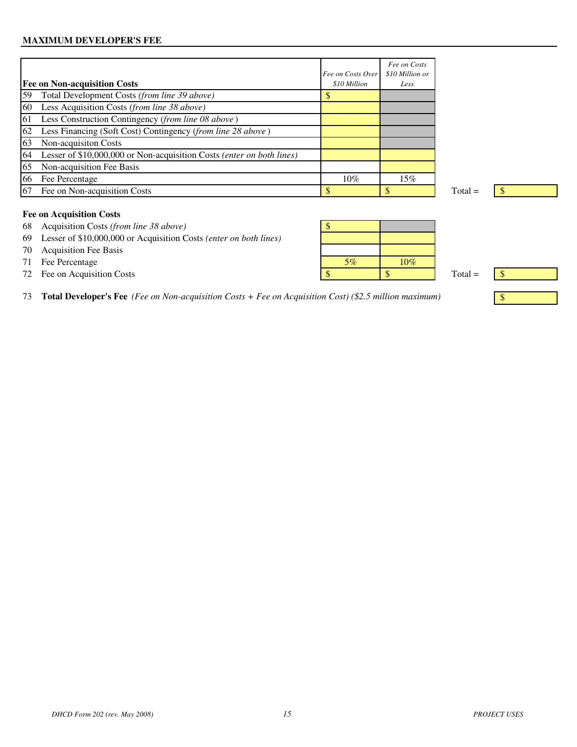**MAXIMUM DEVELOPER'S FEE**

| **Fee on Non-acquisition Costs** | *Fee on Costs Over $10 Million* | *Fee on Costs $10 Million or Less* | | |
|---|---|---|---|---|
| 59 Total Development Costs *(from line 39 above)* | $ | | | |
| 60 Less Acquisition Costs *(from line 38 above)* | | | | |
| 61 Less Construction Contingency (*from line 08 above*) | | | | |
| 62 Less Financing (Soft Cost) Contingency (*from line 28 above*) | | | | |
| 63 Non-acquisiton Costs | | | | |
| 64 Lesser of $10,000,000 or Non-acquisition Costs *(enter on both lines)* | | | | |
| 65 Non-acquisition Fee Basis | | | | |
| 66 Fee Percentage | 10% | 15% | | |
| 67 Fee on Non-acquisition Costs | $ | $ | Total = | $ |

| **Fee on Acquisition Costs** | | | | |
|---|---|---|---|---|
| 68 Acquisition Costs *(from line 38 above)* | $ | | | |
| 69 Lesser of $10,000,000 or Acquisition Costs *(enter on both lines)* | | | | |
| 70 Acquisition Fee Basis | | | | |
| 71 Fee Percentage | 5% | 10% | | |
| 72 Fee on Acquisition Costs | $ | $ | Total = | $ |

73 **Total Developer's Fee** *(Fee on Non-acquisition Costs + Fee on Acquisition Cost) ($2.5 million maximum)* $

*DHCD Form 202 (rev. May 2008)* *PROJECT USES*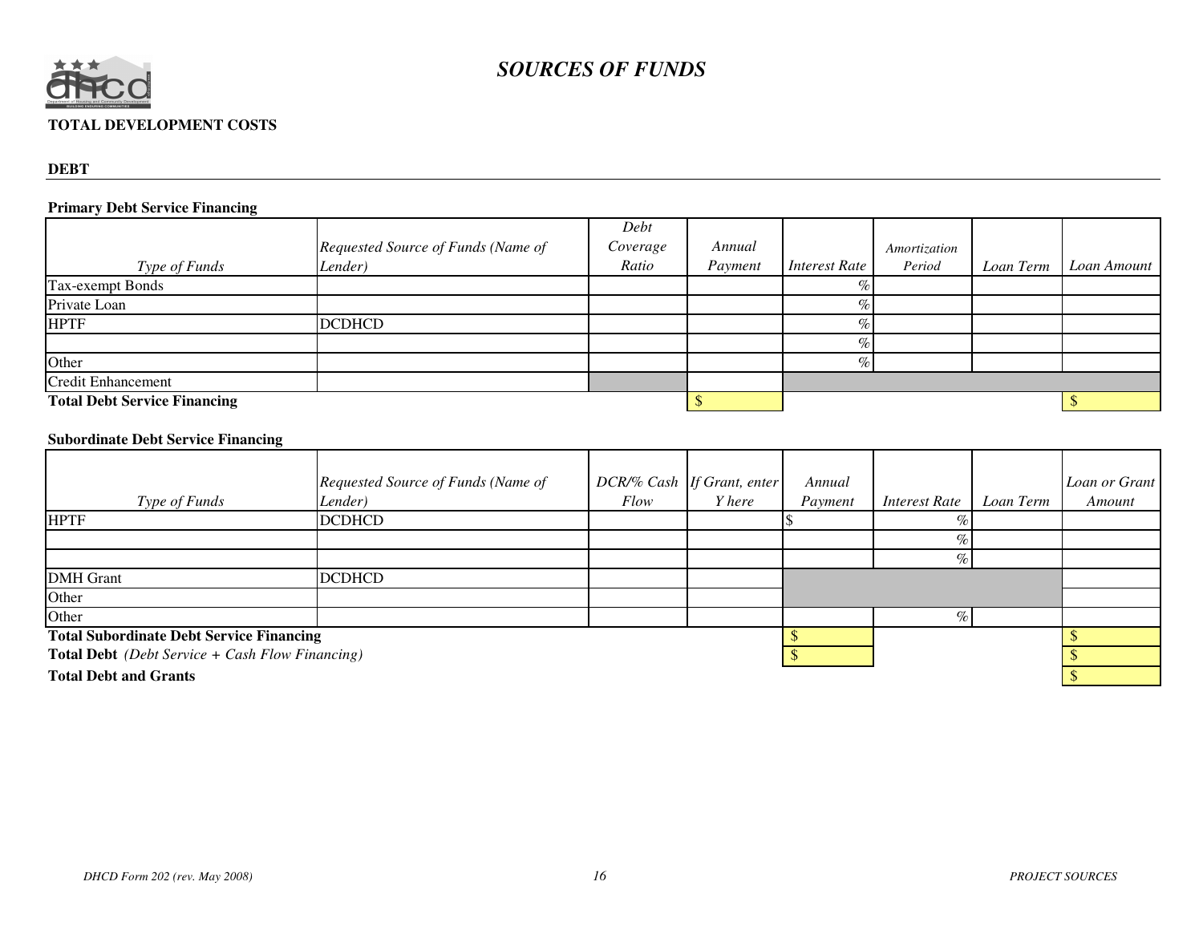# *SOURCES OF FUNDS*

**TOTAL DEVELOPMENT COSTS**

**DEBT**

**Primary Debt Service Financing**

| *Type of Funds* | *Requested Source of Funds (Name of Lender)* | *Debt Coverage Ratio* | *Annual Payment* | *Interest Rate* | *Amortization Period* | *Loan Term* | *Loan Amount* |
|---|---|---|---|---|---|---|---|
| Tax-exempt Bonds | | | | % | | | |
| Private Loan | | | | % | | | |
| HPTF | DCDHCD | | | % | | | |
| | | | | % | | | |
| Other | | | | % | | | |
| Credit Enhancement | | | | | | | |
| **Total Debt Service Financing** | | | $ | | | | $ |

**Subordinate Debt Service Financing**

| *Type of Funds* | *Requested Source of Funds (Name of Lender)* | *DCR/% Cash Flow* | *If Grant, enter Y here* | *Annual Payment* | *Interest Rate* | *Loan Term* | *Loan or Grant Amount* |
|---|---|---|---|---|---|---|---|
| HPTF | DCDHCD | | | $ | % | | |
| | | | | | % | | |
| | | | | | % | | |
| DMH Grant | DCDHCD | | | | | | |
| Other | | | | | | | |
| Other | | | | | % | | |
| **Total Subordinate Debt Service Financing** | | | | $ | | | $ |
| **Total Debt** *(Debt Service + Cash Flow Financing)* | | | | $ | | | $ |
| **Total Debt and Grants** | | | | | | | $ |

*DHCD Form 202 (rev. May 2008)* *PROJECT SOURCES*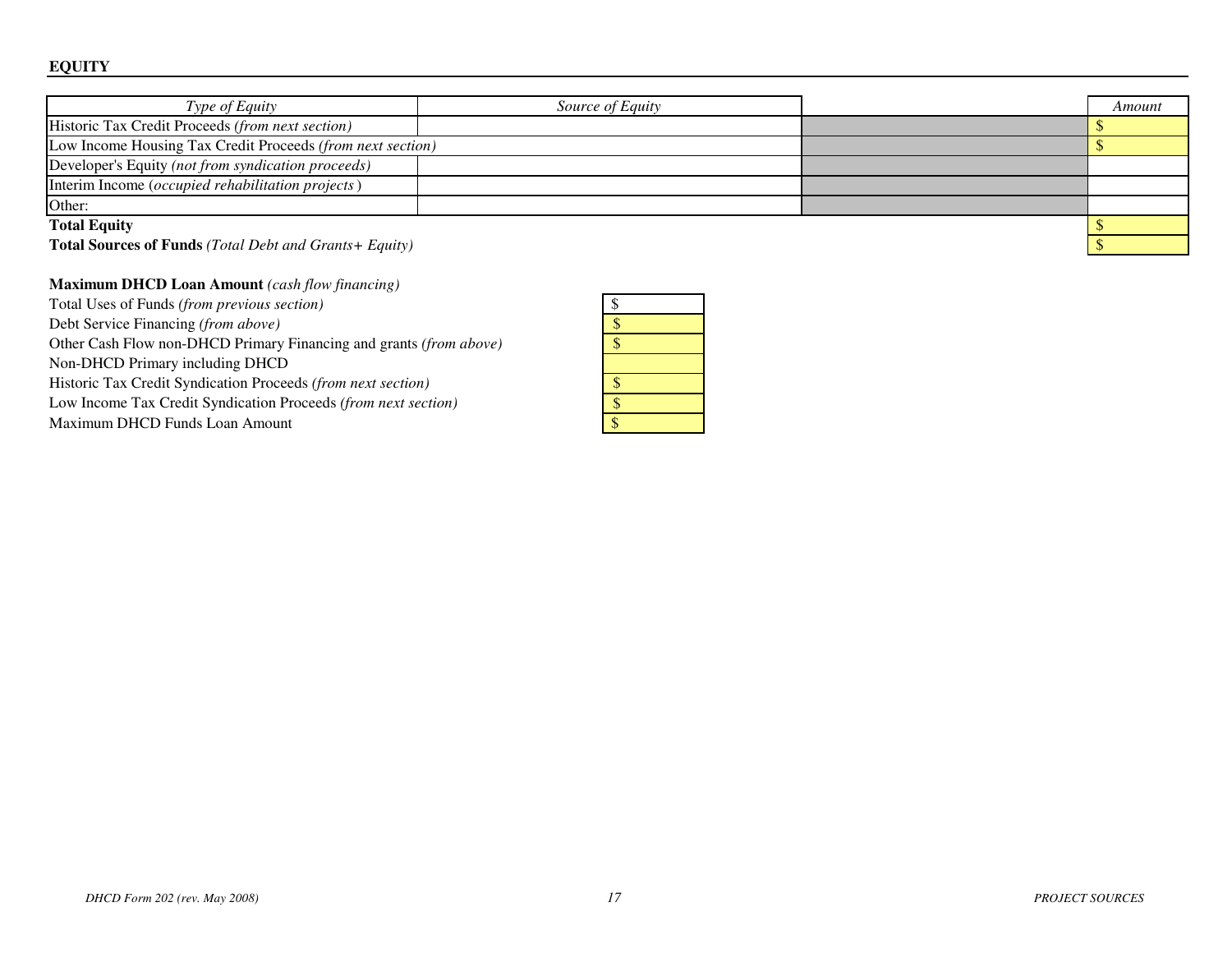**EQUITY**

| *Type of Equity* | *Source of Equity* | | *Amount* |
|---|---|---|---|
| Historic Tax Credit Proceeds *(from next section)* | | | $ |
| Low Income Housing Tax Credit Proceeds *(from next section)* | | | $ |
| Developer's Equity *(not from syndication proceeds)* | | | |
| Interim Income (*occupied rehabilitation projects* ) | | | |
| Other: | | | |
| **Total Equity** | | | $ |
| **Total Sources of Funds** *(Total Debt and Grants+ Equity)* | | | $ |

**Maximum DHCD Loan Amount** *(cash flow financing)*

| | |
|---|---|
| Total Uses of Funds *(from previous section)* | $ |
| Debt Service Financing *(from above)* | $ |
| Other Cash Flow non-DHCD Primary Financing and grants *(from above)* | $ |
| Non-DHCD Primary including DHCD | |
| Historic Tax Credit Syndication Proceeds *(from next section)* | $ |
| Low Income Tax Credit Syndication Proceeds *(from next section)* | $ |
| Maximum DHCD Funds Loan Amount | $ |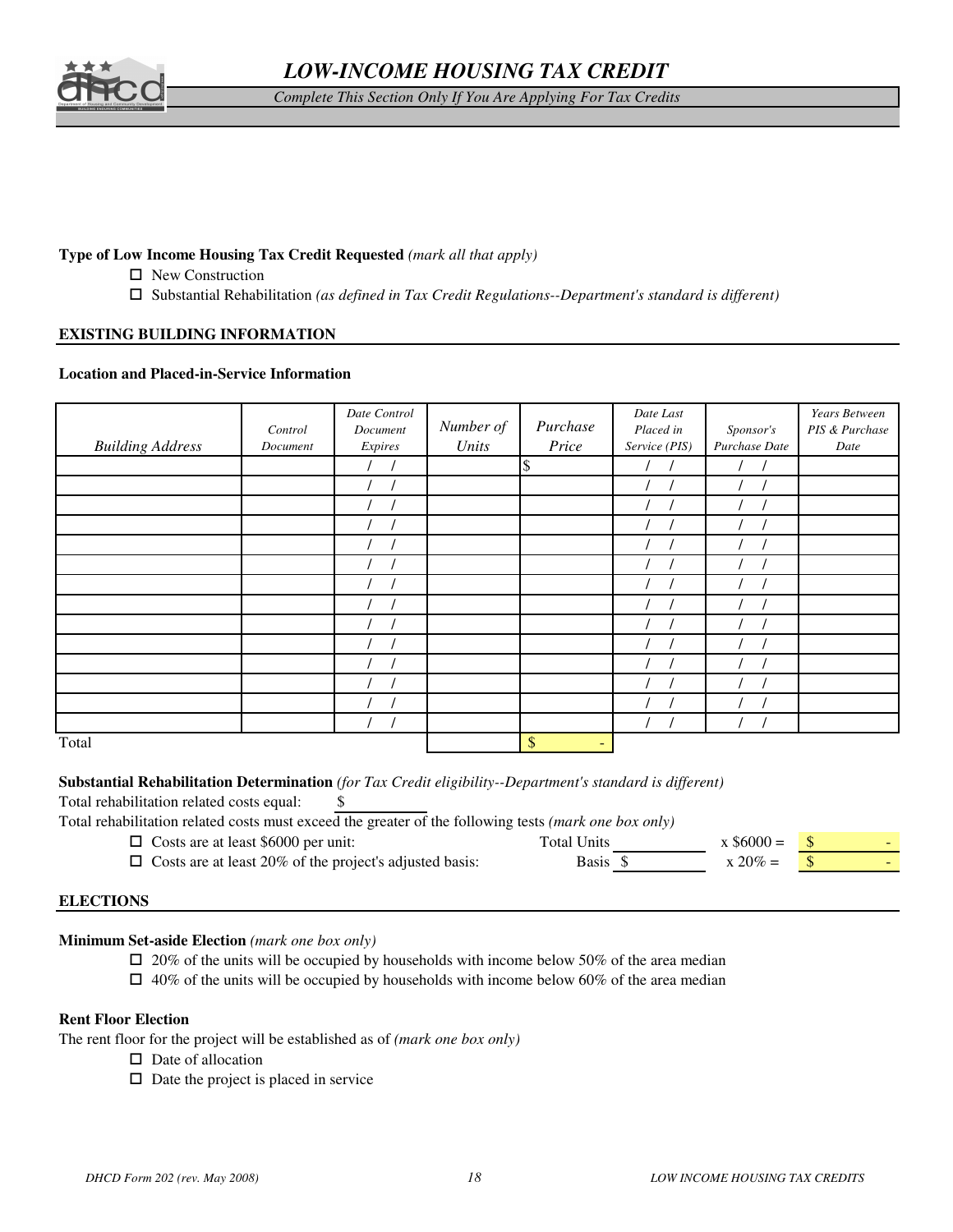# *LOW-INCOME HOUSING TAX CREDIT*

*Complete This Section Only If You Are Applying For Tax Credits*

**Type of Low Income Housing Tax Credit Requested** *(mark all that apply)*

- ☐ New Construction
- ☐ Substantial Rehabilitation *(as defined in Tax Credit Regulations--Department's standard is different)*

## EXISTING BUILDING INFORMATION

**Location and Placed-in-Service Information**

| *Building Address* | *Control Document* | *Date Control Document Expires* | *Number of Units* | *Purchase Price* | *Date Last Placed in Service (PIS)* | *Sponsor's Purchase Date* | *Years Between PIS & Purchase Date* |
|---|---|---|---|---|---|---|---|
| | | / / | | $ | / / | / / | |
| | | / / | | | / / | / / | |
| | | / / | | | / / | / / | |
| | | / / | | | / / | / / | |
| | | / / | | | / / | / / | |
| | | / / | | | / / | / / | |
| | | / / | | | / / | / / | |
| | | / / | | | / / | / / | |
| | | / / | | | / / | / / | |
| | | / / | | | / / | / / | |
| | | / / | | | / / | / / | |
| | | / / | | | / / | / / | |
| | | / / | | | / / | / / | |
| | | / / | | | / / | / / | |
| Total | | | | $ - | | | |

**Substantial Rehabilitation Determination** *(for Tax Credit eligibility--Department's standard is different)*

Total rehabilitation related costs equal: $ \_\_\_\_\_\_\_\_\_\_

Total rehabilitation related costs must exceed the greater of the following tests *(mark one box only)*

- ☐ Costs are at least $6000 per unit: Total Units \_\_\_\_\_\_\_\_\_\_ x $6000 = $ -
- ☐ Costs are at least 20% of the project's adjusted basis: Basis $ \_\_\_\_\_\_\_\_\_\_ x 20% = $ -

## ELECTIONS

**Minimum Set-aside Election** *(mark one box only)*

- ☐ 20% of the units will be occupied by households with income below 50% of the area median
- ☐ 40% of the units will be occupied by households with income below 60% of the area median

**Rent Floor Election**

The rent floor for the project will be established as of *(mark one box only)*

- ☐ Date of allocation
- ☐ Date the project is placed in service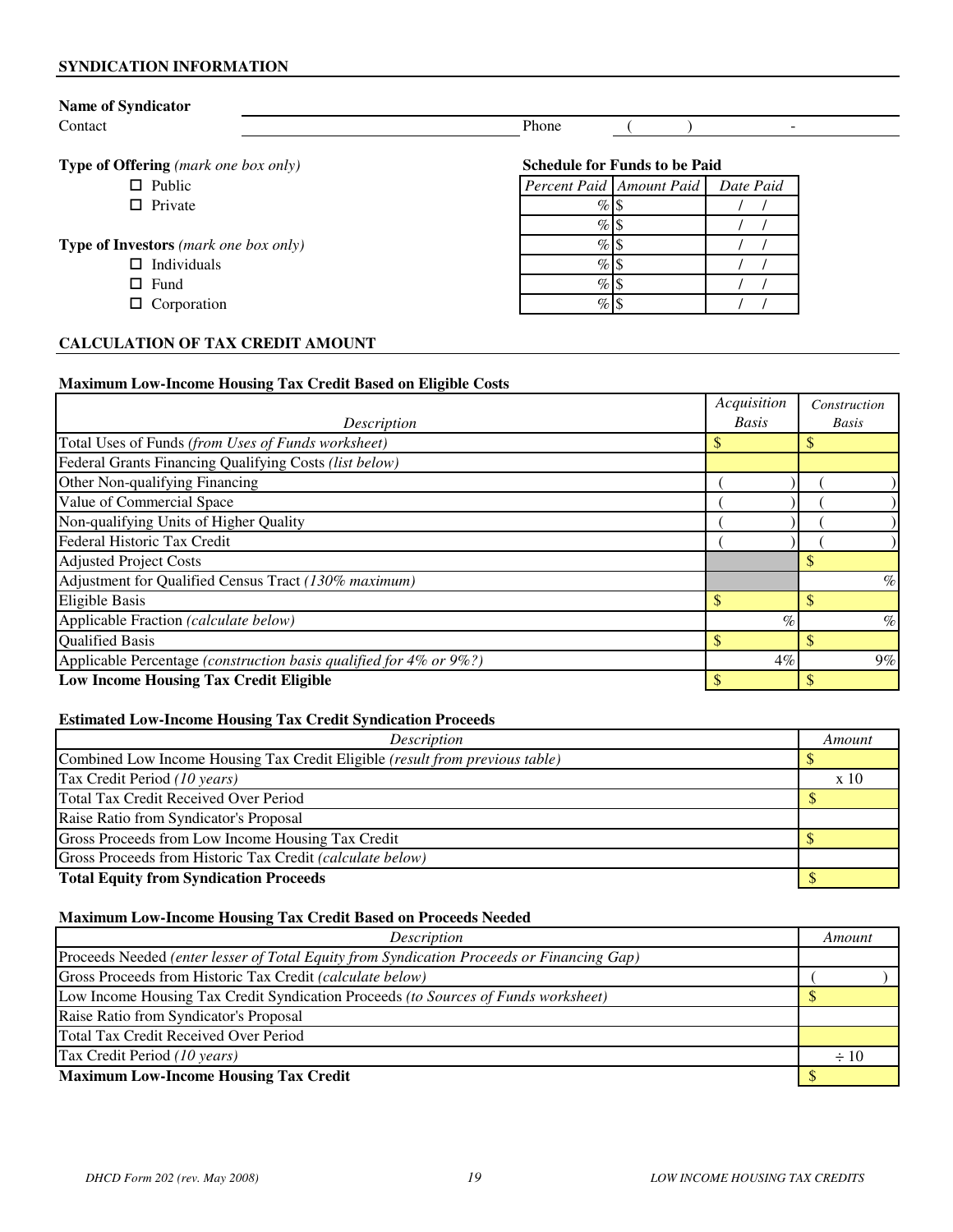## SYNDICATION INFORMATION

**Name of Syndicator** ______________________________

Contact ______________________________ Phone ( ) -

**Type of Offering** *(mark one box only)*

- ☐ Public
- ☐ Private

**Type of Investors** *(mark one box only)*

- ☐ Individuals
- ☐ Fund
- ☐ Corporation

**Schedule for Funds to be Paid**

| *Percent Paid* | *Amount Paid* | *Date Paid* |
|---|---|---|
| % | $ | / / |
| % | $ | / / |
| % | $ | / / |
| % | $ | / / |
| % | $ | / / |
| % | $ | / / |

## CALCULATION OF TAX CREDIT AMOUNT

**Maximum Low-Income Housing Tax Credit Based on Eligible Costs**

| *Description* | *Acquisition Basis* | *Construction Basis* |
|---|---|---|
| Total Uses of Funds *(from Uses of Funds worksheet)* | $ | $ |
| Federal Grants Financing Qualifying Costs *(list below)* | | |
| Other Non-qualifying Financing | ( ) | ( ) |
| Value of Commercial Space | ( ) | ( ) |
| Non-qualifying Units of Higher Quality | ( ) | ( ) |
| Federal Historic Tax Credit | ( ) | ( ) |
| Adjusted Project Costs | | $ |
| Adjustment for Qualified Census Tract *(130% maximum)* | | % |
| Eligible Basis | $ | $ |
| Applicable Fraction *(calculate below)* | % | % |
| Qualified Basis | $ | $ |
| Applicable Percentage *(construction basis qualified for 4% or 9%?)* | 4% | 9% |
| **Low Income Housing Tax Credit Eligible** | $ | $ |

**Estimated Low-Income Housing Tax Credit Syndication Proceeds**

| *Description* | *Amount* |
|---|---|
| Combined Low Income Housing Tax Credit Eligible *(result from previous table)* | $ |
| Tax Credit Period *(10 years)* | x 10 |
| Total Tax Credit Received Over Period | $ |
| Raise Ratio from Syndicator's Proposal | |
| Gross Proceeds from Low Income Housing Tax Credit | $ |
| Gross Proceeds from Historic Tax Credit *(calculate below)* | |
| **Total Equity from Syndication Proceeds** | $ |

**Maximum Low-Income Housing Tax Credit Based on Proceeds Needed**

| *Description* | *Amount* |
|---|---|
| Proceeds Needed *(enter lesser of Total Equity from Syndication Proceeds or Financing Gap)* | |
| Gross Proceeds from Historic Tax Credit *(calculate below)* | ( ) |
| Low Income Housing Tax Credit Syndication Proceeds *(to Sources of Funds worksheet)* | $ |
| Raise Ratio from Syndicator's Proposal | |
| Total Tax Credit Received Over Period | |
| Tax Credit Period *(10 years)* | ÷ 10 |
| **Maximum Low-Income Housing Tax Credit** | $ |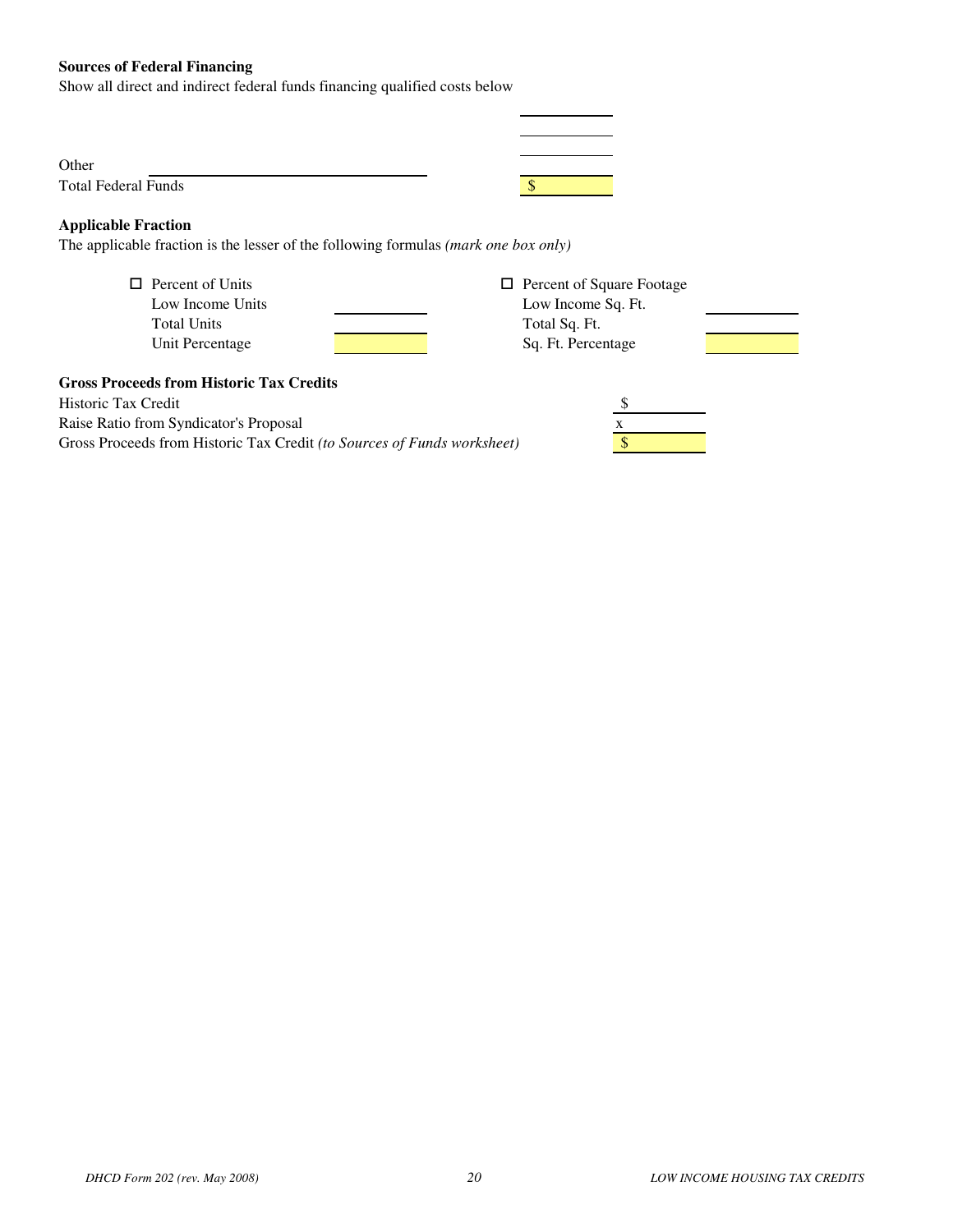**Sources of Federal Financing**

Show all direct and indirect federal funds financing qualified costs below

| | |
|---|---|
| | |
| | |
| | |
| Other ____________________ | |
| Total Federal Funds | $ |

**Applicable Fraction**

The applicable fraction is the lesser of the following formulas *(mark one box only)*

| ☐ Percent of Units | | ☐ Percent of Square Footage | |
|---|---|---|---|
| Low Income Units | | Low Income Sq. Ft. | |
| Total Units | | Total Sq. Ft. | |
| Unit Percentage | | Sq. Ft. Percentage | |

**Gross Proceeds from Historic Tax Credits**

| | |
|---|---|
| Historic Tax Credit | $ |
| Raise Ratio from Syndicator's Proposal | x |
| Gross Proceeds from Historic Tax Credit *(to Sources of Funds worksheet)* | $ |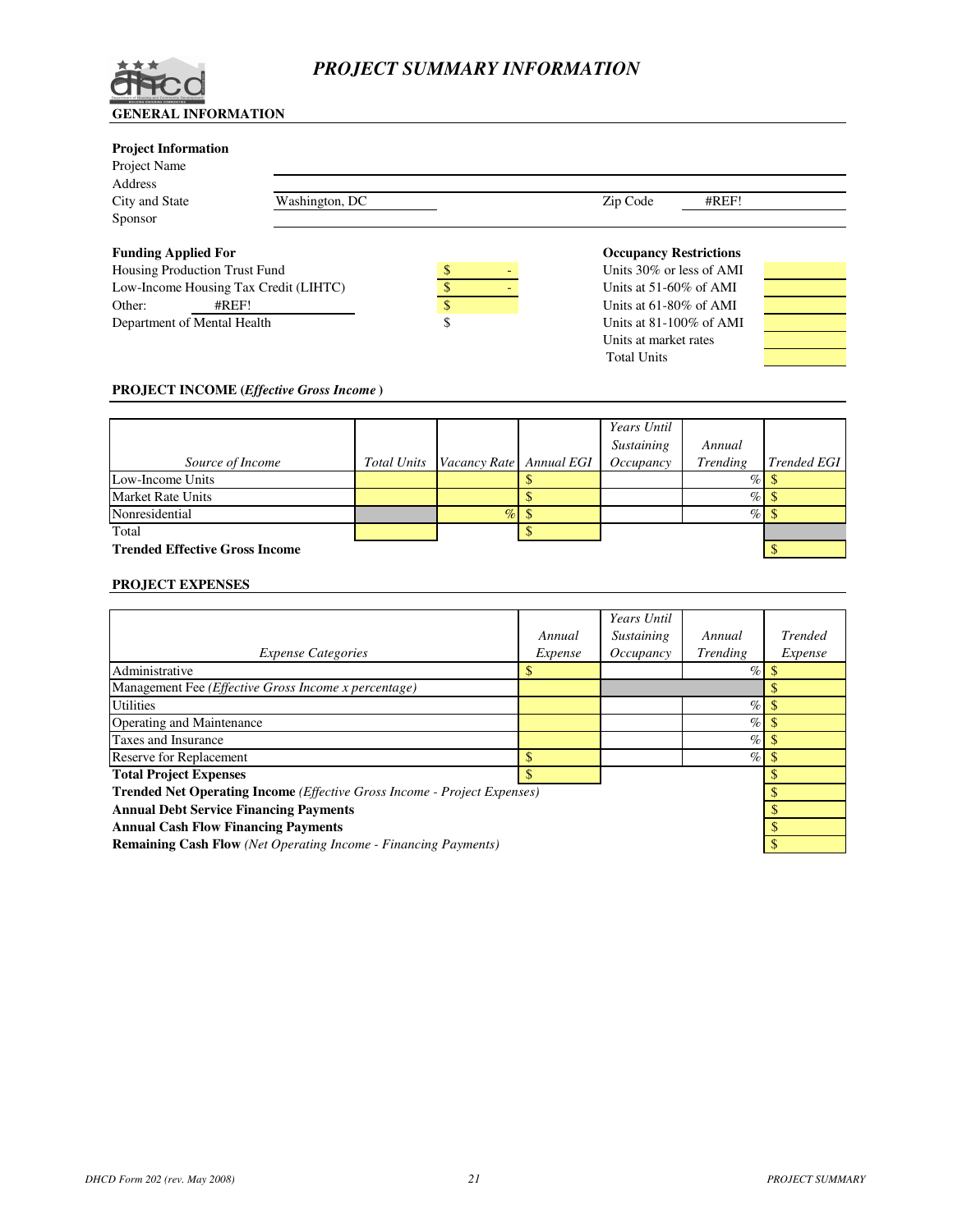# PROJECT SUMMARY INFORMATION

**GENERAL INFORMATION**

**Project Information**

Project Name

Address

City and State: Washington, DC — Zip Code: #REF!

Sponsor

**Funding Applied For**

| | |
|---|---|
| Housing Production Trust Fund | $ - |
| Low-Income Housing Tax Credit (LIHTC) | $ - |
| Other: #REF! | $ |
| Department of Mental Health | $ |

**Occupancy Restrictions**

| | |
|---|---|
| Units 30% or less of AMI | |
| Units at 51-60% of AMI | |
| Units at 61-80% of AMI | |
| Units at 81-100% of AMI | |
| Units at market rates | |
| Total Units | |

**PROJECT INCOME (*Effective Gross Income*)**

| *Source of Income* | *Total Units* | *Vacancy Rate* | *Annual EGI* | *Years Until Sustaining Occupancy* | *Annual Trending* | *Trended EGI* |
|---|---|---|---|---|---|---|
| Low-Income Units | | | $ | | % | $ |
| Market Rate Units | | | $ | | % | $ |
| Nonresidential | | % | $ | | % | $ |
| Total | | | $ | | | |
| **Trended Effective Gross Income** | | | | | | $ |

**PROJECT EXPENSES**

| *Expense Categories* | *Annual Expense* | *Years Until Sustaining Occupancy* | *Annual Trending* | *Trended Expense* |
|---|---|---|---|---|
| Administrative | $ | | % | $ |
| Management Fee *(Effective Gross Income x percentage)* | | | | $ |
| Utilities | | | % | $ |
| Operating and Maintenance | | | % | $ |
| Taxes and Insurance | | | % | $ |
| Reserve for Replacement | $ | | % | $ |
| **Total Project Expenses** | $ | | | $ |
| **Trended Net Operating Income** *(Effective Gross Income - Project Expenses)* | | | | $ |
| **Annual Debt Service Financing Payments** | | | | $ |
| **Annual Cash Flow Financing Payments** | | | | $ |
| **Remaining Cash Flow** *(Net Operating Income - Financing Payments)* | | | | $ |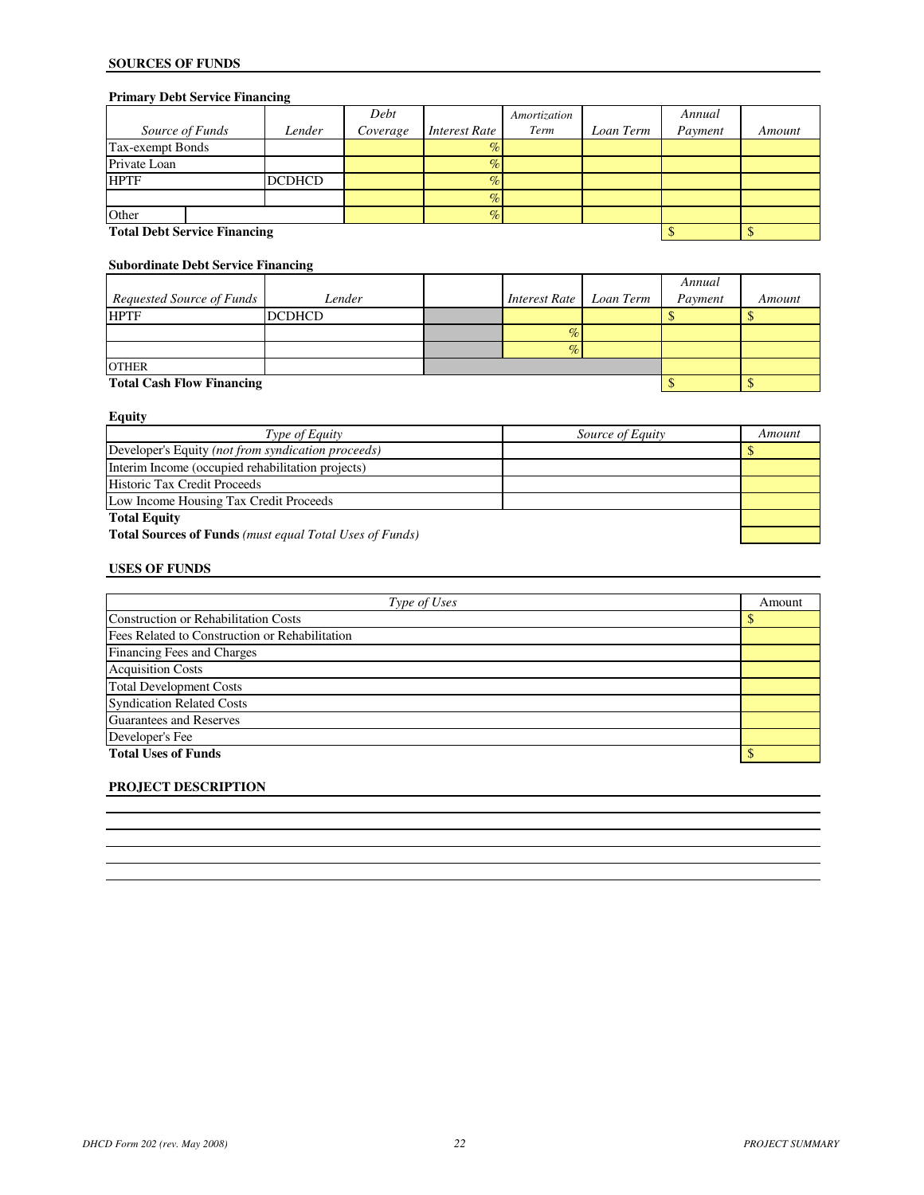## SOURCES OF FUNDS

### Primary Debt Service Financing

| *Source of Funds* | | *Lender* | *Debt Coverage* | *Interest Rate* | *Amortization Term* | *Loan Term* | *Annual Payment* | *Amount* |
|---|---|---|---|---|---|---|---|---|
| Tax-exempt Bonds | | | | % | | | | |
| Private Loan | | | | % | | | | |
| HPTF | | DCDHCD | | % | | | | |
| | | | | % | | | | |
| Other | | | | % | | | | |
| **Total Debt Service Financing** | | | | | | | $ | $ |

### Subordinate Debt Service Financing

| *Requested Source of Funds* | *Lender* | | *Interest Rate* | *Loan Term* | *Annual Payment* | *Amount* |
|---|---|---|---|---|---|---|
| HPTF | DCDHCD | | | | $ | $ |
| | | | % | | | |
| | | | % | | | |
| OTHER | | | | | | |
| **Total Cash Flow Financing** | | | | | $ | $ |

### Equity

| *Type of Equity* | *Source of Equity* | *Amount* |
|---|---|---|
| Developer's Equity *(not from syndication proceeds)* | | $ |
| Interim Income (occupied rehabilitation projects) | | |
| Historic Tax Credit Proceeds | | |
| Low Income Housing Tax Credit Proceeds | | |
| **Total Equity** | | |
| **Total Sources of Funds** *(must equal Total Uses of Funds)* | | |

## USES OF FUNDS

| *Type of Uses* | Amount |
|---|---|
| Construction or Rehabilitation Costs | $ |
| Fees Related to Construction or Rehabilitation | |
| Financing Fees and Charges | |
| Acquisition Costs | |
| Total Development Costs | |
| Syndication Related Costs | |
| Guarantees and Reserves | |
| Developer's Fee | |
| **Total Uses of Funds** | $ |

## PROJECT DESCRIPTION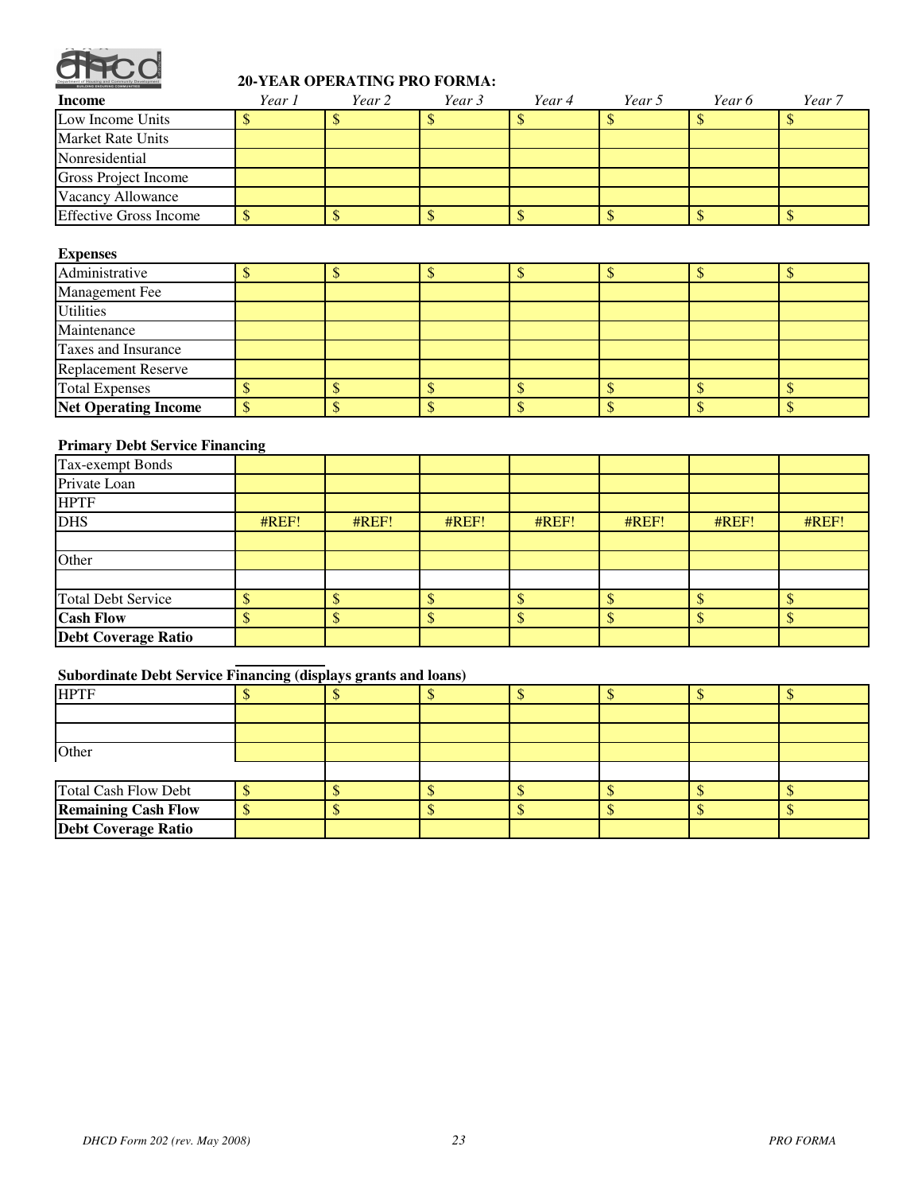## 20-YEAR OPERATING PRO FORMA:

| **Income** | *Year 1* | *Year 2* | *Year 3* | *Year 4* | *Year 5* | *Year 6* | *Year 7* |
|---|---|---|---|---|---|---|---|
| Low Income Units | $ | $ | $ | $ | $ | $ | $ |
| Market Rate Units | | | | | | | |
| Nonresidential | | | | | | | |
| Gross Project Income | | | | | | | |
| Vacancy Allowance | | | | | | | |
| Effective Gross Income | $ | $ | $ | $ | $ | $ | $ |

| **Expenses** | | | | | | | |
|---|---|---|---|---|---|---|---|
| Administrative | $ | $ | $ | $ | $ | $ | $ |
| Management Fee | | | | | | | |
| Utilities | | | | | | | |
| Maintenance | | | | | | | |
| Taxes and Insurance | | | | | | | |
| Replacement Reserve | | | | | | | |
| Total Expenses | $ | $ | $ | $ | $ | $ | $ |
| **Net Operating Income** | $ | $ | $ | $ | $ | $ | $ |

| **Primary Debt Service Financing** | | | | | | | |
|---|---|---|---|---|---|---|---|
| Tax-exempt Bonds | | | | | | | |
| Private Loan | | | | | | | |
| HPTF | | | | | | | |
| DHS | #REF! | #REF! | #REF! | #REF! | #REF! | #REF! | #REF! |
| | | | | | | | |
| Other | | | | | | | |
| | | | | | | | |
| Total Debt Service | $ | $ | $ | $ | $ | $ | $ |
| **Cash Flow** | $ | $ | $ | $ | $ | $ | $ |
| **Debt Coverage Ratio** | | | | | | | |

| **Subordinate Debt Service Financing (displays grants and loans)** | | | | | | | |
|---|---|---|---|---|---|---|---|
| HPTF | $ | $ | $ | $ | $ | $ | $ |
| | | | | | | | |
| | | | | | | | |
| Other | | | | | | | |
| | | | | | | | |
| Total Cash Flow Debt | $ | $ | $ | $ | $ | $ | $ |
| **Remaining Cash Flow** | $ | $ | $ | $ | $ | $ | $ |
| **Debt Coverage Ratio** | | | | | | | |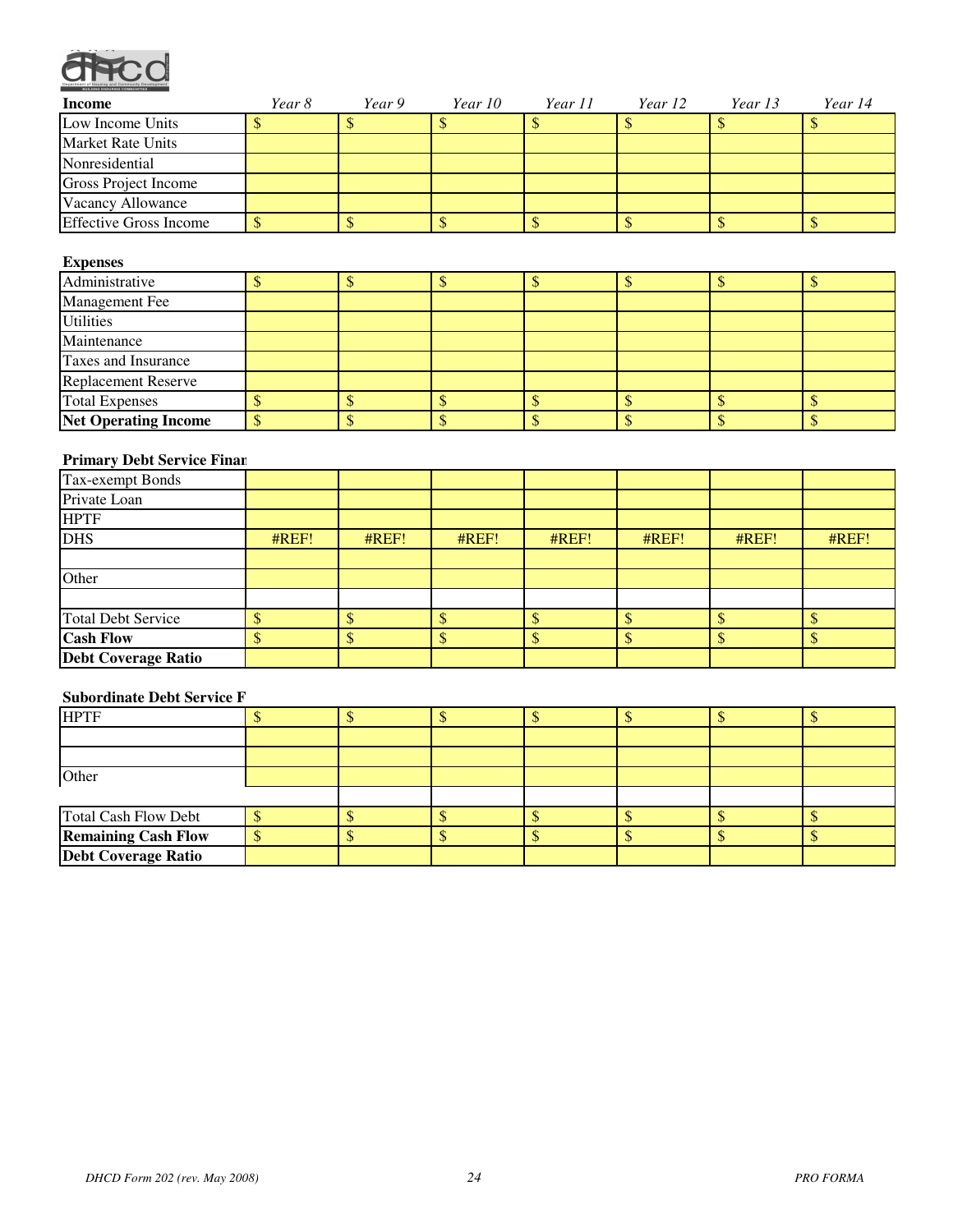| Income | Year 8 | Year 9 | Year 10 | Year 11 | Year 12 | Year 13 | Year 14 |
|---|---|---|---|---|---|---|---|
| Low Income Units | $ | $ | $ | $ | $ | $ | $ |
| Market Rate Units | | | | | | | |
| Nonresidential | | | | | | | |
| Gross Project Income | | | | | | | |
| Vacancy Allowance | | | | | | | |
| Effective Gross Income | $ | $ | $ | $ | $ | $ | $ |

**Expenses**

| | | | | | | | |
|---|---|---|---|---|---|---|---|
| Administrative | $ | $ | $ | $ | $ | $ | $ |
| Management Fee | | | | | | | |
| Utilities | | | | | | | |
| Maintenance | | | | | | | |
| Taxes and Insurance | | | | | | | |
| Replacement Reserve | | | | | | | |
| Total Expenses | $ | $ | $ | $ | $ | $ | $ |
| **Net Operating Income** | $ | $ | $ | $ | $ | $ | $ |

**Primary Debt Service Finan**

| | | | | | | | |
|---|---|---|---|---|---|---|---|
| Tax-exempt Bonds | | | | | | | |
| Private Loan | | | | | | | |
| HPTF | | | | | | | |
| DHS | #REF! | #REF! | #REF! | #REF! | #REF! | #REF! | #REF! |
| | | | | | | | |
| Other | | | | | | | |
| | | | | | | | |
| Total Debt Service | $ | $ | $ | $ | $ | $ | $ |
| **Cash Flow** | $ | $ | $ | $ | $ | $ | $ |
| **Debt Coverage Ratio** | | | | | | | |

**Subordinate Debt Service F**

| | | | | | | | |
|---|---|---|---|---|---|---|---|
| HPTF | $ | $ | $ | $ | $ | $ | $ |
| | | | | | | | |
| | | | | | | | |
| Other | | | | | | | |
| | | | | | | | |
| Total Cash Flow Debt | $ | $ | $ | $ | $ | $ | $ |
| **Remaining Cash Flow** | $ | $ | $ | $ | $ | $ | $ |
| **Debt Coverage Ratio** | | | | | | | |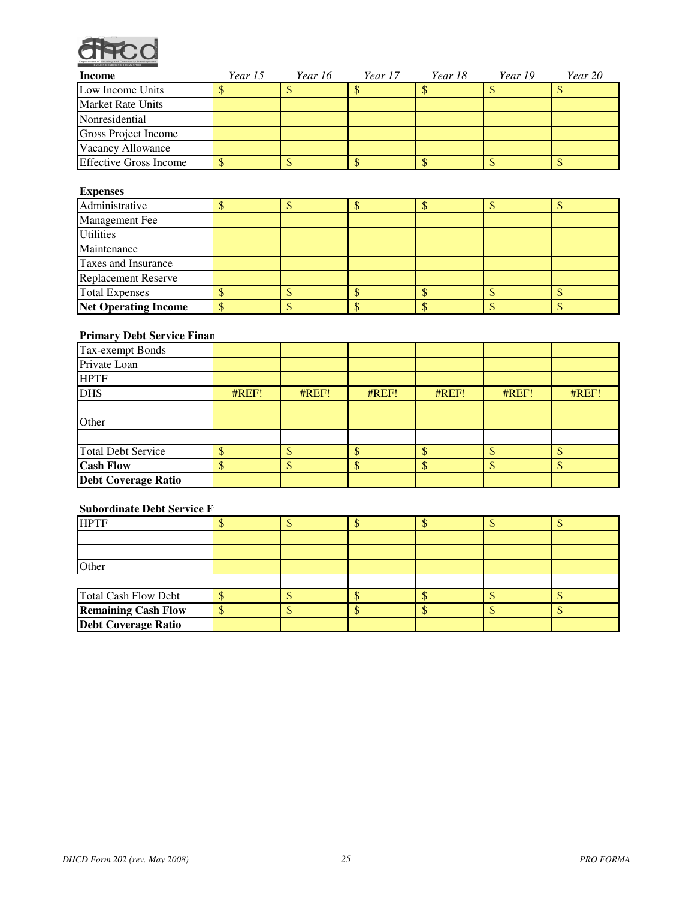| Income | Year 15 | Year 16 | Year 17 | Year 18 | Year 19 | Year 20 |
|---|---|---|---|---|---|---|
| Low Income Units | $ | $ | $ | $ | $ | $ |
| Market Rate Units | | | | | | |
| Nonresidential | | | | | | |
| Gross Project Income | | | | | | |
| Vacancy Allowance | | | | | | |
| Effective Gross Income | $ | $ | $ | $ | $ | $ |

| Expenses | | | | | | |
|---|---|---|---|---|---|---|
| Administrative | $ | $ | $ | $ | $ | $ |
| Management Fee | | | | | | |
| Utilities | | | | | | |
| Maintenance | | | | | | |
| Taxes and Insurance | | | | | | |
| Replacement Reserve | | | | | | |
| Total Expenses | $ | $ | $ | $ | $ | $ |
| **Net Operating Income** | $ | $ | $ | $ | $ | $ |

| Primary Debt Service Finan | | | | | | |
|---|---|---|---|---|---|---|
| Tax-exempt Bonds | | | | | | |
| Private Loan | | | | | | |
| HPTF | | | | | | |
| DHS | #REF! | #REF! | #REF! | #REF! | #REF! | #REF! |
| | | | | | | |
| Other | | | | | | |
| | | | | | | |
| Total Debt Service | $ | $ | $ | $ | $ | $ |
| **Cash Flow** | $ | $ | $ | $ | $ | $ |
| **Debt Coverage Ratio** | | | | | | |

| Subordinate Debt Service F | | | | | | |
|---|---|---|---|---|---|---|
| HPTF | $ | $ | $ | $ | $ | $ |
| | | | | | | |
| | | | | | | |
| Other | | | | | | |
| | | | | | | |
| Total Cash Flow Debt | $ | $ | $ | $ | $ | $ |
| **Remaining Cash Flow** | $ | $ | $ | $ | $ | $ |
| **Debt Coverage Ratio** | | | | | | |